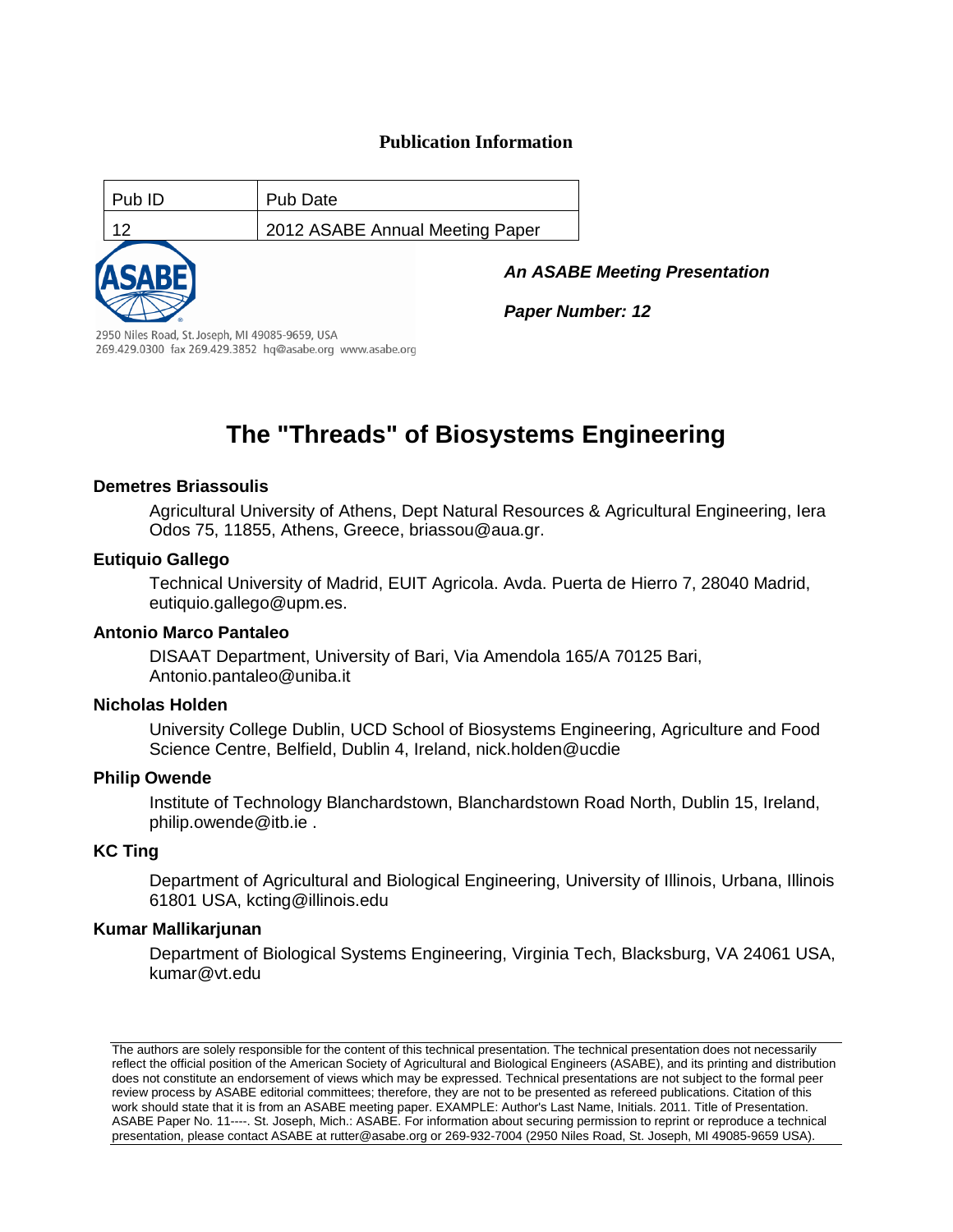## Publication Information

| Pub ID | Pub Date |
|---|---|
| 12 | 2012 ASABE Annual Meeting Paper |

2950 Niles Road, St. Joseph, MI 49085-9659, USA
269.429.0300 fax 269.429.3852 hq@asabe.org www.asabe.org

***An ASABE Meeting Presentation***

***Paper Number: 12***

# The "Threads" of Biosystems Engineering

**Demetres Briassoulis**

Agricultural University of Athens, Dept Natural Resources & Agricultural Engineering, Iera Odos 75, 11855, Athens, Greece, briassou@aua.gr.

**Eutiquio Gallego**

Technical University of Madrid, EUIT Agricola. Avda. Puerta de Hierro 7, 28040 Madrid, eutiquio.gallego@upm.es.

**Antonio Marco Pantaleo**

DISAAT Department, University of Bari, Via Amendola 165/A 70125 Bari, Antonio.pantaleo@uniba.it

**Nicholas Holden**

University College Dublin, UCD School of Biosystems Engineering, Agriculture and Food Science Centre, Belfield, Dublin 4, Ireland, nick.holden@ucdie

**Philip Owende**

Institute of Technology Blanchardstown, Blanchardstown Road North, Dublin 15, Ireland, philip.owende@itb.ie .

**KC Ting**

Department of Agricultural and Biological Engineering, University of Illinois, Urbana, Illinois 61801 USA, kcting@illinois.edu

**Kumar Mallikarjunan**

Department of Biological Systems Engineering, Virginia Tech, Blacksburg, VA 24061 USA, kumar@vt.edu

The authors are solely responsible for the content of this technical presentation. The technical presentation does not necessarily reflect the official position of the American Society of Agricultural and Biological Engineers (ASABE), and its printing and distribution does not constitute an endorsement of views which may be expressed. Technical presentations are not subject to the formal peer review process by ASABE editorial committees; therefore, they are not to be presented as refereed publications. Citation of this work should state that it is from an ASABE meeting paper. EXAMPLE: Author's Last Name, Initials. 2011. Title of Presentation. ASABE Paper No. 11----. St. Joseph, Mich.: ASABE. For information about securing permission to reprint or reproduce a technical presentation, please contact ASABE at rutter@asabe.org or 269-932-7004 (2950 Niles Road, St. Joseph, MI 49085-9659 USA).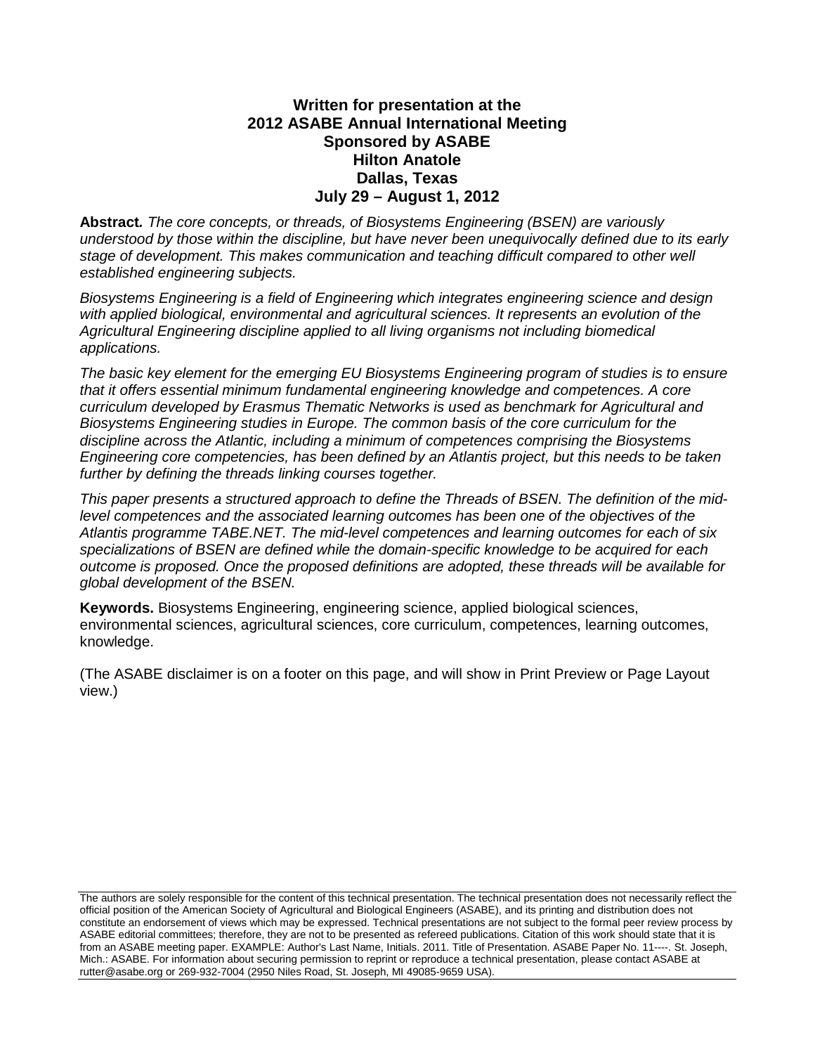**Written for presentation at the**
**2012 ASABE Annual International Meeting**
**Sponsored by ASABE**
**Hilton Anatole**
**Dallas, Texas**
**July 29 – August 1, 2012**

**Abstract.** *The core concepts, or threads, of Biosystems Engineering (BSEN) are variously understood by those within the discipline, but have never been unequivocally defined due to its early stage of development. This makes communication and teaching difficult compared to other well established engineering subjects.*

*Biosystems Engineering is a field of Engineering which integrates engineering science and design with applied biological, environmental and agricultural sciences. It represents an evolution of the Agricultural Engineering discipline applied to all living organisms not including biomedical applications.*

*The basic key element for the emerging EU Biosystems Engineering program of studies is to ensure that it offers essential minimum fundamental engineering knowledge and competences. A core curriculum developed by Erasmus Thematic Networks is used as benchmark for Agricultural and Biosystems Engineering studies in Europe. The common basis of the core curriculum for the discipline across the Atlantic, including a minimum of competences comprising the Biosystems Engineering core competencies, has been defined by an Atlantis project, but this needs to be taken further by defining the threads linking courses together.*

*This paper presents a structured approach to define the Threads of BSEN. The definition of the mid-level competences and the associated learning outcomes has been one of the objectives of the Atlantis programme TABE.NET. The mid-level competences and learning outcomes for each of six specializations of BSEN are defined while the domain-specific knowledge to be acquired for each outcome is proposed. Once the proposed definitions are adopted, these threads will be available for global development of the BSEN.*

**Keywords.** Biosystems Engineering, engineering science, applied biological sciences, environmental sciences, agricultural sciences, core curriculum, competences, learning outcomes, knowledge.

(The ASABE disclaimer is on a footer on this page, and will show in Print Preview or Page Layout view.)

The authors are solely responsible for the content of this technical presentation. The technical presentation does not necessarily reflect the official position of the American Society of Agricultural and Biological Engineers (ASABE), and its printing and distribution does not constitute an endorsement of views which may be expressed. Technical presentations are not subject to the formal peer review process by ASABE editorial committees; therefore, they are not to be presented as refereed publications. Citation of this work should state that it is from an ASABE meeting paper. EXAMPLE: Author's Last Name, Initials. 2011. Title of Presentation. ASABE Paper No. 11----. St. Joseph, Mich.: ASABE. For information about securing permission to reprint or reproduce a technical presentation, please contact ASABE at rutter@asabe.org or 269-932-7004 (2950 Niles Road, St. Joseph, MI 49085-9659 USA).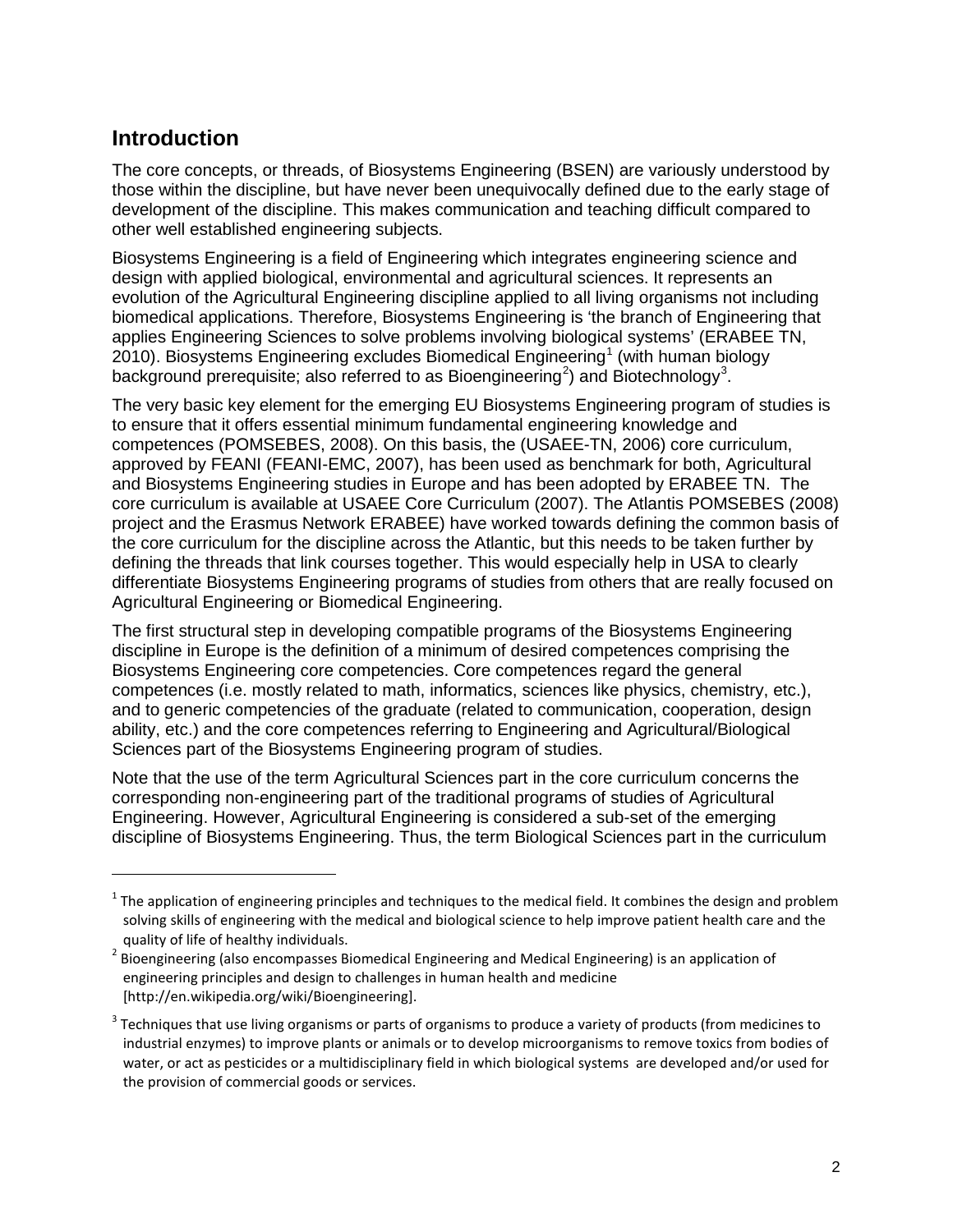## Introduction

The core concepts, or threads, of Biosystems Engineering (BSEN) are variously understood by those within the discipline, but have never been unequivocally defined due to the early stage of development of the discipline. This makes communication and teaching difficult compared to other well established engineering subjects.

Biosystems Engineering is a field of Engineering which integrates engineering science and design with applied biological, environmental and agricultural sciences. It represents an evolution of the Agricultural Engineering discipline applied to all living organisms not including biomedical applications. Therefore, Biosystems Engineering is 'the branch of Engineering that applies Engineering Sciences to solve problems involving biological systems' (ERABEE TN, 2010). Biosystems Engineering excludes Biomedical Engineering[1] (with human biology background prerequisite; also referred to as Bioengineering[2]) and Biotechnology[3].

The very basic key element for the emerging EU Biosystems Engineering program of studies is to ensure that it offers essential minimum fundamental engineering knowledge and competences (POMSEBES, 2008). On this basis, the (USAEE-TN, 2006) core curriculum, approved by FEANI (FEANI-EMC, 2007), has been used as benchmark for both, Agricultural and Biosystems Engineering studies in Europe and has been adopted by ERABEE TN. The core curriculum is available at USAEE Core Curriculum (2007). The Atlantis POMSEBES (2008) project and the Erasmus Network ERABEE) have worked towards defining the common basis of the core curriculum for the discipline across the Atlantic, but this needs to be taken further by defining the threads that link courses together. This would especially help in USA to clearly differentiate Biosystems Engineering programs of studies from others that are really focused on Agricultural Engineering or Biomedical Engineering.

The first structural step in developing compatible programs of the Biosystems Engineering discipline in Europe is the definition of a minimum of desired competences comprising the Biosystems Engineering core competencies. Core competences regard the general competences (i.e. mostly related to math, informatics, sciences like physics, chemistry, etc.), and to generic competencies of the graduate (related to communication, cooperation, design ability, etc.) and the core competences referring to Engineering and Agricultural/Biological Sciences part of the Biosystems Engineering program of studies.

Note that the use of the term Agricultural Sciences part in the core curriculum concerns the corresponding non-engineering part of the traditional programs of studies of Agricultural Engineering. However, Agricultural Engineering is considered a sub-set of the emerging discipline of Biosystems Engineering. Thus, the term Biological Sciences part in the curriculum

---

[1] The application of engineering principles and techniques to the medical field. It combines the design and problem solving skills of engineering with the medical and biological science to help improve patient health care and the quality of life of healthy individuals.

[2] Bioengineering (also encompasses Biomedical Engineering and Medical Engineering) is an application of engineering principles and design to challenges in human health and medicine [http://en.wikipedia.org/wiki/Bioengineering].

[3] Techniques that use living organisms or parts of organisms to produce a variety of products (from medicines to industrial enzymes) to improve plants or animals or to develop microorganisms to remove toxics from bodies of water, or act as pesticides or a multidisciplinary field in which biological systems are developed and/or used for the provision of commercial goods or services.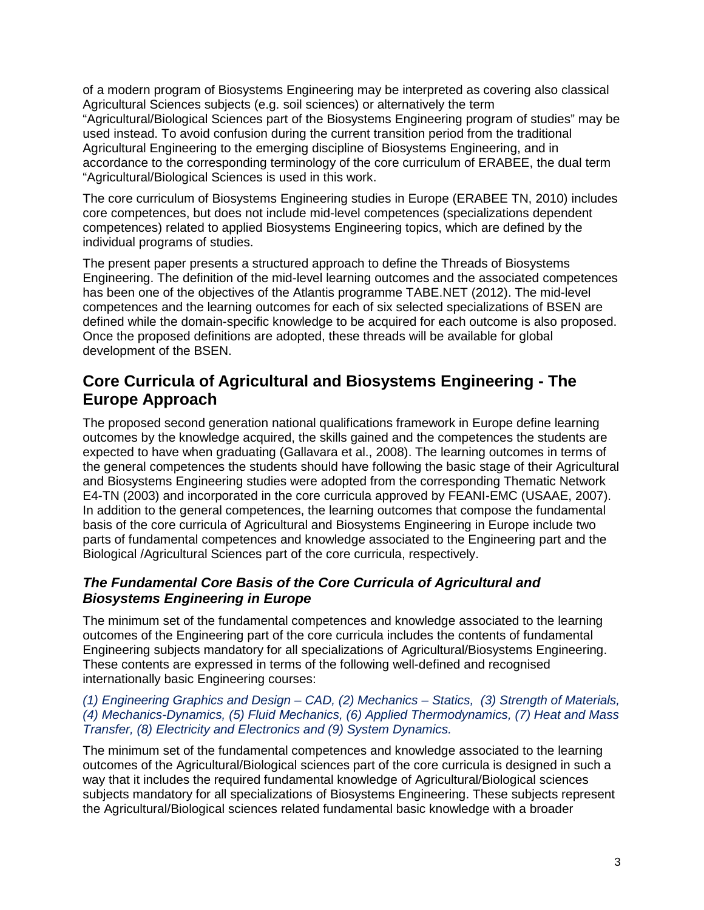of a modern program of Biosystems Engineering may be interpreted as covering also classical Agricultural Sciences subjects (e.g. soil sciences) or alternatively the term "Agricultural/Biological Sciences part of the Biosystems Engineering program of studies" may be used instead. To avoid confusion during the current transition period from the traditional Agricultural Engineering to the emerging discipline of Biosystems Engineering, and in accordance to the corresponding terminology of the core curriculum of ERABEE, the dual term "Agricultural/Biological Sciences is used in this work.

The core curriculum of Biosystems Engineering studies in Europe (ERABEE TN, 2010) includes core competences, but does not include mid-level competences (specializations dependent competences) related to applied Biosystems Engineering topics, which are defined by the individual programs of studies.

The present paper presents a structured approach to define the Threads of Biosystems Engineering. The definition of the mid-level learning outcomes and the associated competences has been one of the objectives of the Atlantis programme TABE.NET (2012). The mid-level competences and the learning outcomes for each of six selected specializations of BSEN are defined while the domain-specific knowledge to be acquired for each outcome is also proposed. Once the proposed definitions are adopted, these threads will be available for global development of the BSEN.

## Core Curricula of Agricultural and Biosystems Engineering - The Europe Approach

The proposed second generation national qualifications framework in Europe define learning outcomes by the knowledge acquired, the skills gained and the competences the students are expected to have when graduating (Gallavara et al., 2008). The learning outcomes in terms of the general competences the students should have following the basic stage of their Agricultural and Biosystems Engineering studies were adopted from the corresponding Thematic Network E4-TN (2003) and incorporated in the core curricula approved by FEANI-EMC (USAAE, 2007). In addition to the general competences, the learning outcomes that compose the fundamental basis of the core curricula of Agricultural and Biosystems Engineering in Europe include two parts of fundamental competences and knowledge associated to the Engineering part and the Biological /Agricultural Sciences part of the core curricula, respectively.

### *The Fundamental Core Basis of the Core Curricula of Agricultural and Biosystems Engineering in Europe*

The minimum set of the fundamental competences and knowledge associated to the learning outcomes of the Engineering part of the core curricula includes the contents of fundamental Engineering subjects mandatory for all specializations of Agricultural/Biosystems Engineering. These contents are expressed in terms of the following well-defined and recognised internationally basic Engineering courses:

*(1) Engineering Graphics and Design – CAD, (2) Mechanics – Statics, (3) Strength of Materials, (4) Mechanics-Dynamics, (5) Fluid Mechanics, (6) Applied Thermodynamics, (7) Heat and Mass Transfer, (8) Electricity and Electronics and (9) System Dynamics.*

The minimum set of the fundamental competences and knowledge associated to the learning outcomes of the Agricultural/Biological sciences part of the core curricula is designed in such a way that it includes the required fundamental knowledge of Agricultural/Biological sciences subjects mandatory for all specializations of Biosystems Engineering. These subjects represent the Agricultural/Biological sciences related fundamental basic knowledge with a broader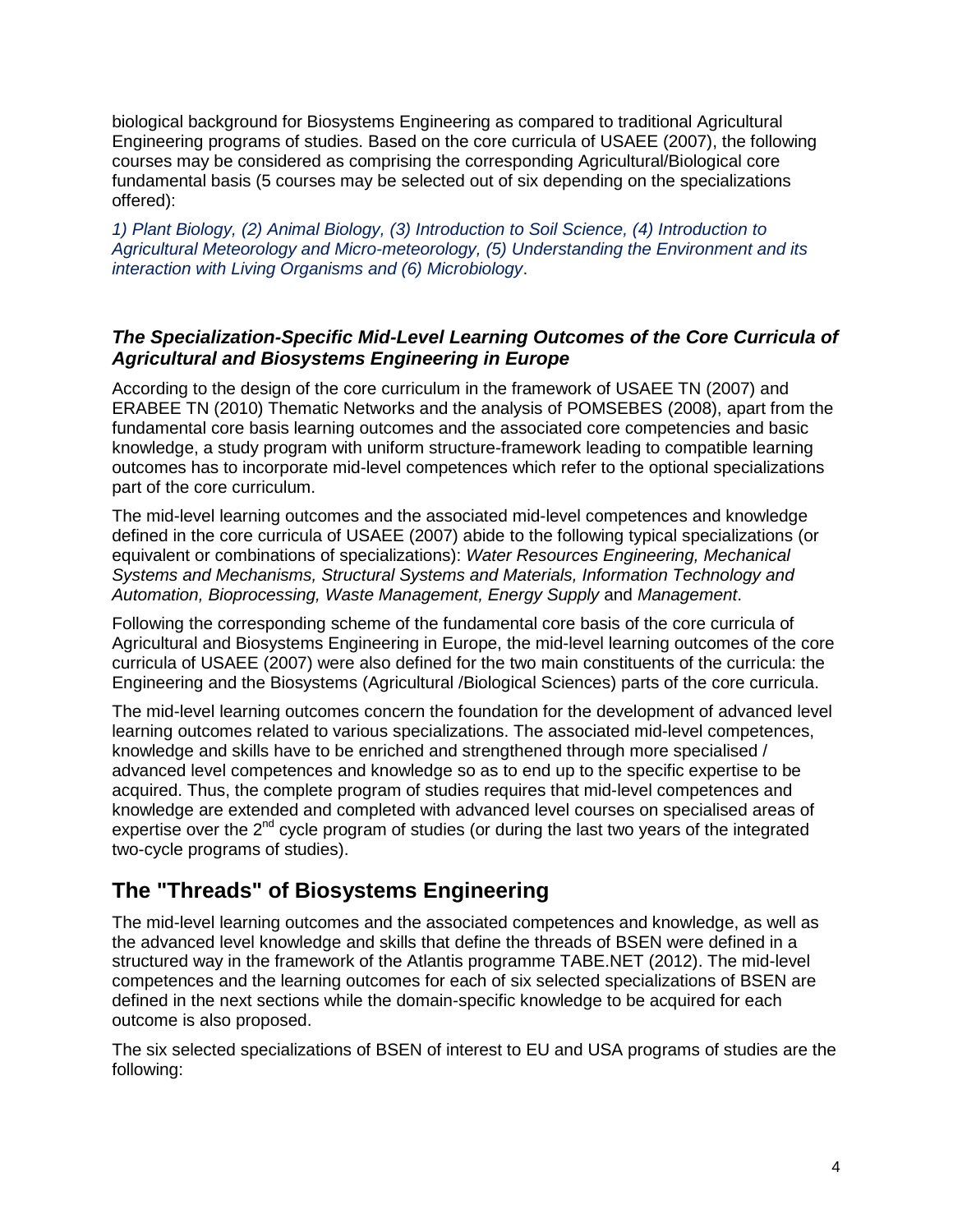biological background for Biosystems Engineering as compared to traditional Agricultural Engineering programs of studies. Based on the core curricula of USAEE (2007), the following courses may be considered as comprising the corresponding Agricultural/Biological core fundamental basis (5 courses may be selected out of six depending on the specializations offered):

*1) Plant Biology, (2) Animal Biology, (3) Introduction to Soil Science, (4) Introduction to Agricultural Meteorology and Micro-meteorology, (5) Understanding the Environment and its interaction with Living Organisms and (6) Microbiology*.

### *The Specialization-Specific Mid-Level Learning Outcomes of the Core Curricula of Agricultural and Biosystems Engineering in Europe*

According to the design of the core curriculum in the framework of USAEE TN (2007) and ERABEE TN (2010) Thematic Networks and the analysis of POMSEBES (2008), apart from the fundamental core basis learning outcomes and the associated core competencies and basic knowledge, a study program with uniform structure-framework leading to compatible learning outcomes has to incorporate mid-level competences which refer to the optional specializations part of the core curriculum.

The mid-level learning outcomes and the associated mid-level competences and knowledge defined in the core curricula of USAEE (2007) abide to the following typical specializations (or equivalent or combinations of specializations): *Water Resources Engineering, Mechanical Systems and Mechanisms, Structural Systems and Materials, Information Technology and Automation, Bioprocessing, Waste Management, Energy Supply* and *Management*.

Following the corresponding scheme of the fundamental core basis of the core curricula of Agricultural and Biosystems Engineering in Europe, the mid-level learning outcomes of the core curricula of USAEE (2007) were also defined for the two main constituents of the curricula: the Engineering and the Biosystems (Agricultural /Biological Sciences) parts of the core curricula.

The mid-level learning outcomes concern the foundation for the development of advanced level learning outcomes related to various specializations. The associated mid-level competences, knowledge and skills have to be enriched and strengthened through more specialised / advanced level competences and knowledge so as to end up to the specific expertise to be acquired. Thus, the complete program of studies requires that mid-level competences and knowledge are extended and completed with advanced level courses on specialised areas of expertise over the 2nd cycle program of studies (or during the last two years of the integrated two-cycle programs of studies).

## The "Threads" of Biosystems Engineering

The mid-level learning outcomes and the associated competences and knowledge, as well as the advanced level knowledge and skills that define the threads of BSEN were defined in a structured way in the framework of the Atlantis programme TABE.NET (2012). The mid-level competences and the learning outcomes for each of six selected specializations of BSEN are defined in the next sections while the domain-specific knowledge to be acquired for each outcome is also proposed.

The six selected specializations of BSEN of interest to EU and USA programs of studies are the following: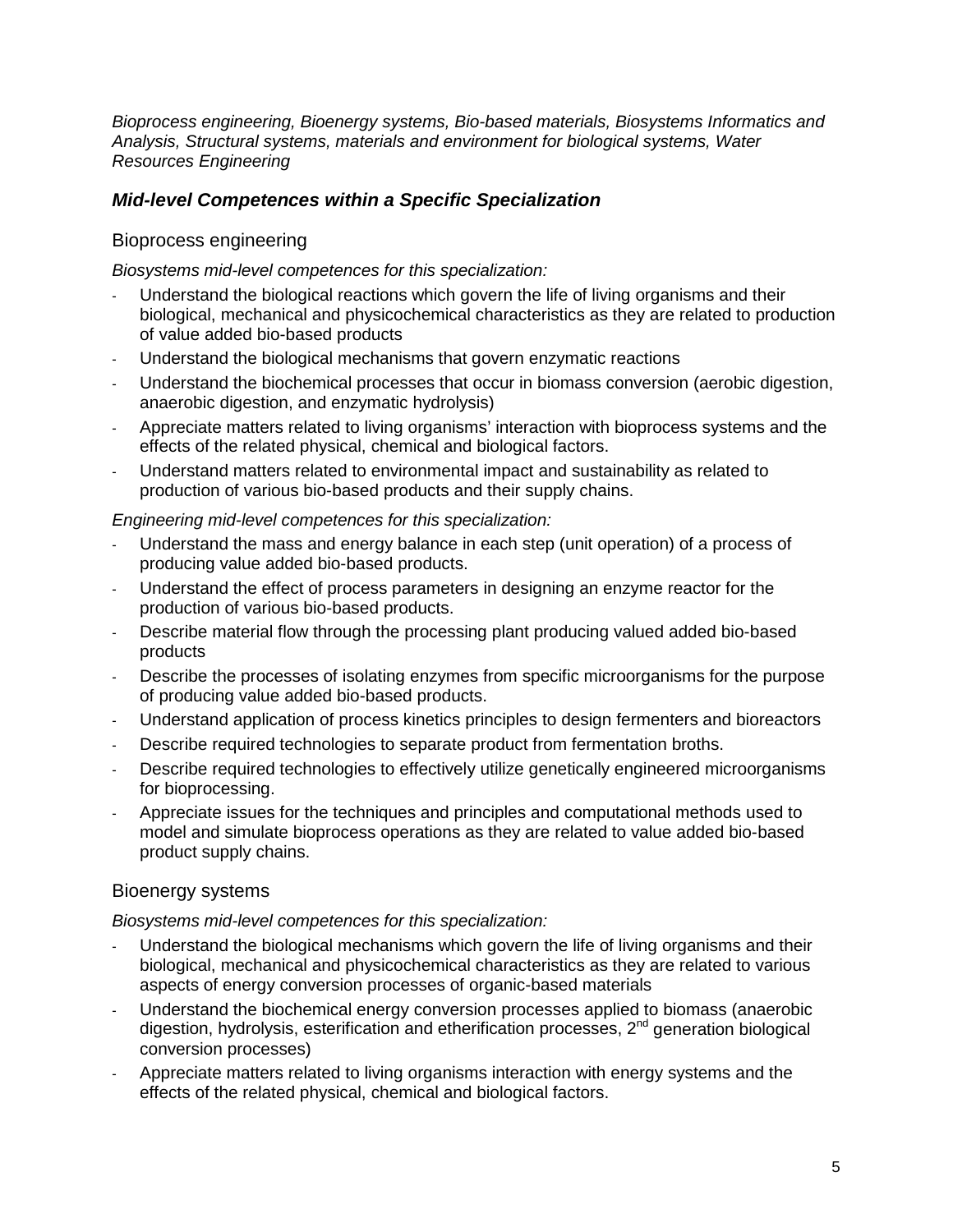*Bioprocess engineering, Bioenergy systems, Bio-based materials, Biosystems Informatics and Analysis, Structural systems, materials and environment for biological systems, Water Resources Engineering*

## *Mid-level Competences within a Specific Specialization*

### Bioprocess engineering

*Biosystems mid-level competences for this specialization:*

- Understand the biological reactions which govern the life of living organisms and their biological, mechanical and physicochemical characteristics as they are related to production of value added bio-based products
- Understand the biological mechanisms that govern enzymatic reactions
- Understand the biochemical processes that occur in biomass conversion (aerobic digestion, anaerobic digestion, and enzymatic hydrolysis)
- Appreciate matters related to living organisms' interaction with bioprocess systems and the effects of the related physical, chemical and biological factors.
- Understand matters related to environmental impact and sustainability as related to production of various bio-based products and their supply chains.

*Engineering mid-level competences for this specialization:*

- Understand the mass and energy balance in each step (unit operation) of a process of producing value added bio-based products.
- Understand the effect of process parameters in designing an enzyme reactor for the production of various bio-based products.
- Describe material flow through the processing plant producing valued added bio-based products
- Describe the processes of isolating enzymes from specific microorganisms for the purpose of producing value added bio-based products.
- Understand application of process kinetics principles to design fermenters and bioreactors
- Describe required technologies to separate product from fermentation broths.
- Describe required technologies to effectively utilize genetically engineered microorganisms for bioprocessing.
- Appreciate issues for the techniques and principles and computational methods used to model and simulate bioprocess operations as they are related to value added bio-based product supply chains.

### Bioenergy systems

*Biosystems mid-level competences for this specialization:*

- Understand the biological mechanisms which govern the life of living organisms and their biological, mechanical and physicochemical characteristics as they are related to various aspects of energy conversion processes of organic-based materials
- Understand the biochemical energy conversion processes applied to biomass (anaerobic digestion, hydrolysis, esterification and etherification processes, 2$^{nd}$ generation biological conversion processes)
- Appreciate matters related to living organisms interaction with energy systems and the effects of the related physical, chemical and biological factors.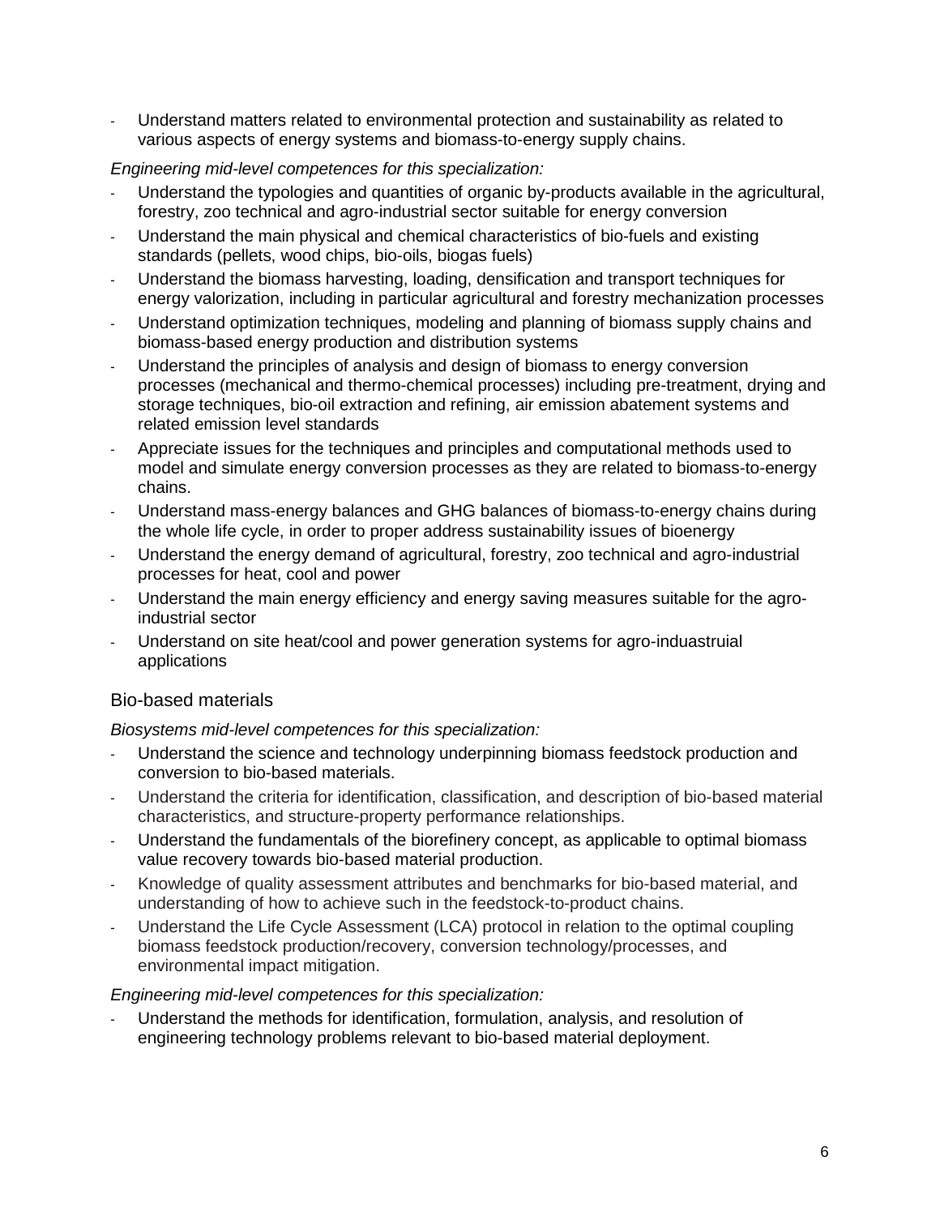- Understand matters related to environmental protection and sustainability as related to various aspects of energy systems and biomass-to-energy supply chains.

*Engineering mid-level competences for this specialization:*

- Understand the typologies and quantities of organic by-products available in the agricultural, forestry, zoo technical and agro-industrial sector suitable for energy conversion
- Understand the main physical and chemical characteristics of bio-fuels and existing standards (pellets, wood chips, bio-oils, biogas fuels)
- Understand the biomass harvesting, loading, densification and transport techniques for energy valorization, including in particular agricultural and forestry mechanization processes
- Understand optimization techniques, modeling and planning of biomass supply chains and biomass-based energy production and distribution systems
- Understand the principles of analysis and design of biomass to energy conversion processes (mechanical and thermo-chemical processes) including pre-treatment, drying and storage techniques, bio-oil extraction and refining, air emission abatement systems and related emission level standards
- Appreciate issues for the techniques and principles and computational methods used to model and simulate energy conversion processes as they are related to biomass-to-energy chains.
- Understand mass-energy balances and GHG balances of biomass-to-energy chains during the whole life cycle, in order to proper address sustainability issues of bioenergy
- Understand the energy demand of agricultural, forestry, zoo technical and agro-industrial processes for heat, cool and power
- Understand the main energy efficiency and energy saving measures suitable for the agro-industrial sector
- Understand on site heat/cool and power generation systems for agro-induastruial applications

## Bio-based materials

*Biosystems mid-level competences for this specialization:*

- Understand the science and technology underpinning biomass feedstock production and conversion to bio-based materials.
- Understand the criteria for identification, classification, and description of bio-based material characteristics, and structure-property performance relationships.
- Understand the fundamentals of the biorefinery concept, as applicable to optimal biomass value recovery towards bio-based material production.
- Knowledge of quality assessment attributes and benchmarks for bio-based material, and understanding of how to achieve such in the feedstock-to-product chains.
- Understand the Life Cycle Assessment (LCA) protocol in relation to the optimal coupling biomass feedstock production/recovery, conversion technology/processes, and environmental impact mitigation.

*Engineering mid-level competences for this specialization:*

- Understand the methods for identification, formulation, analysis, and resolution of engineering technology problems relevant to bio-based material deployment.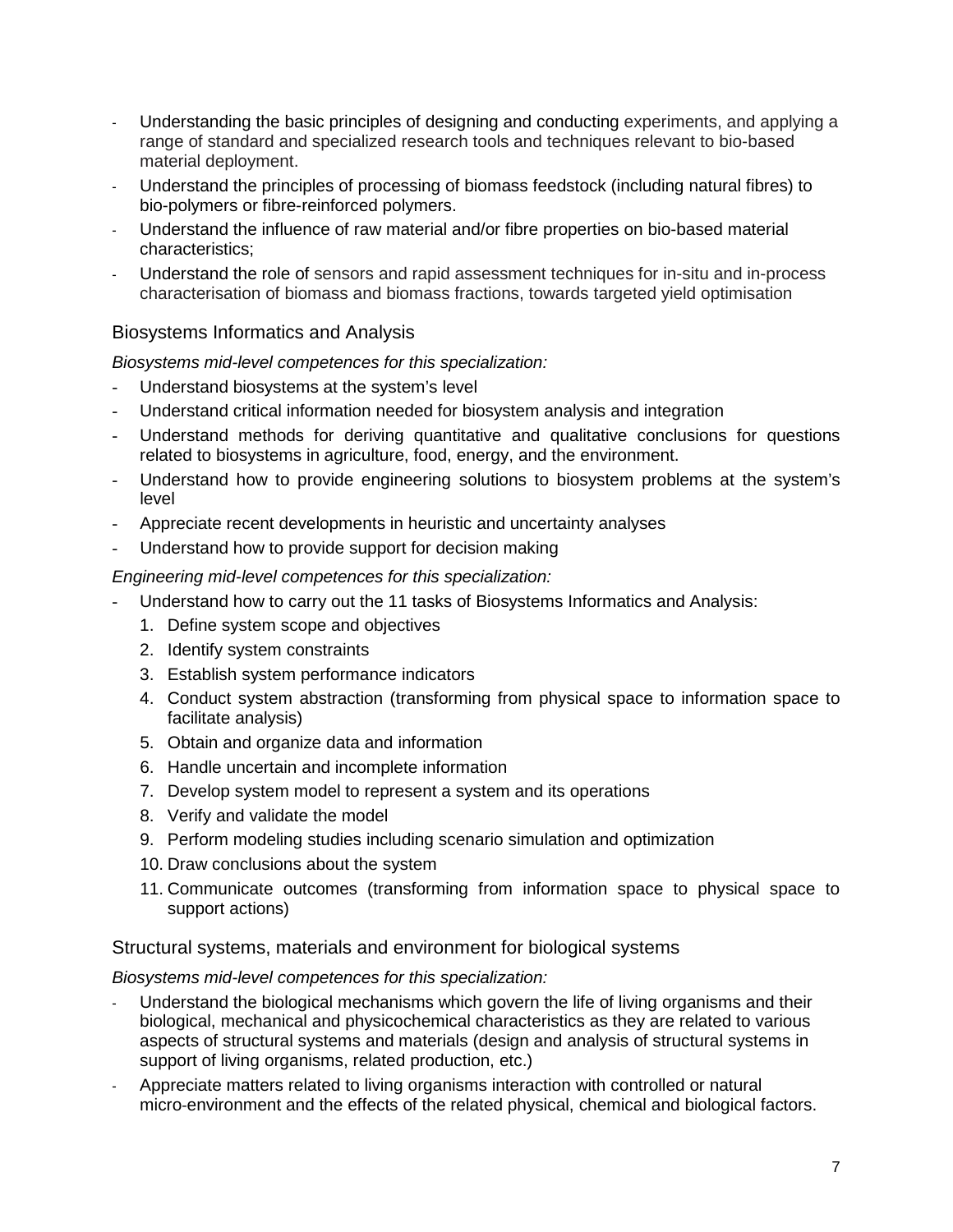- Understanding the basic principles of designing and conducting experiments, and applying a range of standard and specialized research tools and techniques relevant to bio-based material deployment.
- Understand the principles of processing of biomass feedstock (including natural fibres) to bio-polymers or fibre-reinforced polymers.
- Understand the influence of raw material and/or fibre properties on bio-based material characteristics;
- Understand the role of sensors and rapid assessment techniques for in-situ and in-process characterisation of biomass and biomass fractions, towards targeted yield optimisation

## Biosystems Informatics and Analysis

*Biosystems mid-level competences for this specialization:*

- Understand biosystems at the system's level
- Understand critical information needed for biosystem analysis and integration
- Understand methods for deriving quantitative and qualitative conclusions for questions related to biosystems in agriculture, food, energy, and the environment.
- Understand how to provide engineering solutions to biosystem problems at the system's level
- Appreciate recent developments in heuristic and uncertainty analyses
- Understand how to provide support for decision making

*Engineering mid-level competences for this specialization:*

- Understand how to carry out the 11 tasks of Biosystems Informatics and Analysis:
  1. Define system scope and objectives
  2. Identify system constraints
  3. Establish system performance indicators
  4. Conduct system abstraction (transforming from physical space to information space to facilitate analysis)
  5. Obtain and organize data and information
  6. Handle uncertain and incomplete information
  7. Develop system model to represent a system and its operations
  8. Verify and validate the model
  9. Perform modeling studies including scenario simulation and optimization
  10. Draw conclusions about the system
  11. Communicate outcomes (transforming from information space to physical space to support actions)

## Structural systems, materials and environment for biological systems

*Biosystems mid-level competences for this specialization:*

- Understand the biological mechanisms which govern the life of living organisms and their biological, mechanical and physicochemical characteristics as they are related to various aspects of structural systems and materials (design and analysis of structural systems in support of living organisms, related production, etc.)
- Appreciate matters related to living organisms interaction with controlled or natural micro-environment and the effects of the related physical, chemical and biological factors.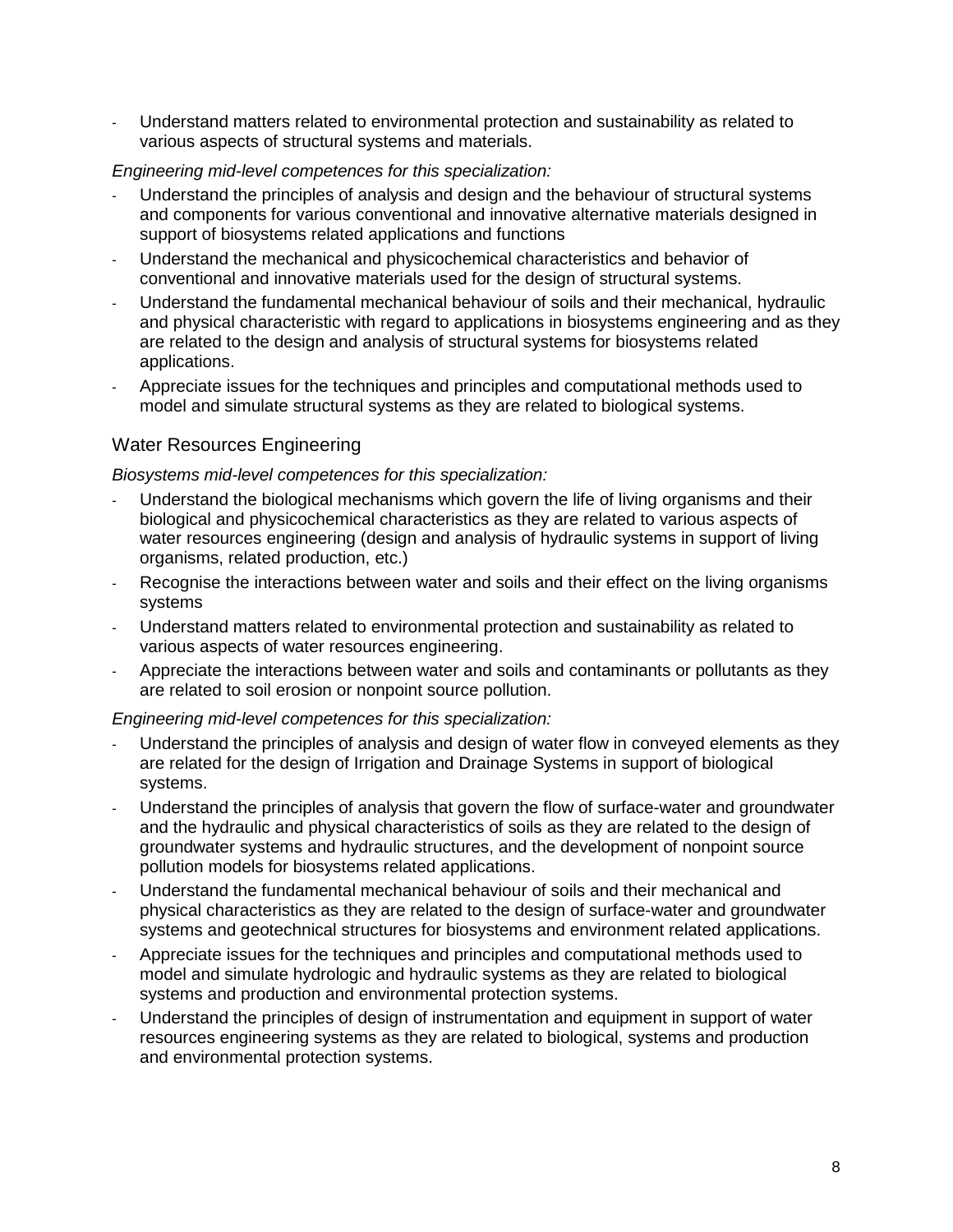- Understand matters related to environmental protection and sustainability as related to various aspects of structural systems and materials.

*Engineering mid-level competences for this specialization:*

- Understand the principles of analysis and design and the behaviour of structural systems and components for various conventional and innovative alternative materials designed in support of biosystems related applications and functions
- Understand the mechanical and physicochemical characteristics and behavior of conventional and innovative materials used for the design of structural systems.
- Understand the fundamental mechanical behaviour of soils and their mechanical, hydraulic and physical characteristic with regard to applications in biosystems engineering and as they are related to the design and analysis of structural systems for biosystems related applications.
- Appreciate issues for the techniques and principles and computational methods used to model and simulate structural systems as they are related to biological systems.

## Water Resources Engineering

*Biosystems mid-level competences for this specialization:*

- Understand the biological mechanisms which govern the life of living organisms and their biological and physicochemical characteristics as they are related to various aspects of water resources engineering (design and analysis of hydraulic systems in support of living organisms, related production, etc.)
- Recognise the interactions between water and soils and their effect on the living organisms systems
- Understand matters related to environmental protection and sustainability as related to various aspects of water resources engineering.
- Appreciate the interactions between water and soils and contaminants or pollutants as they are related to soil erosion or nonpoint source pollution.

*Engineering mid-level competences for this specialization:*

- Understand the principles of analysis and design of water flow in conveyed elements as they are related for the design of Irrigation and Drainage Systems in support of biological systems.
- Understand the principles of analysis that govern the flow of surface-water and groundwater and the hydraulic and physical characteristics of soils as they are related to the design of groundwater systems and hydraulic structures, and the development of nonpoint source pollution models for biosystems related applications.
- Understand the fundamental mechanical behaviour of soils and their mechanical and physical characteristics as they are related to the design of surface-water and groundwater systems and geotechnical structures for biosystems and environment related applications.
- Appreciate issues for the techniques and principles and computational methods used to model and simulate hydrologic and hydraulic systems as they are related to biological systems and production and environmental protection systems.
- Understand the principles of design of instrumentation and equipment in support of water resources engineering systems as they are related to biological, systems and production and environmental protection systems.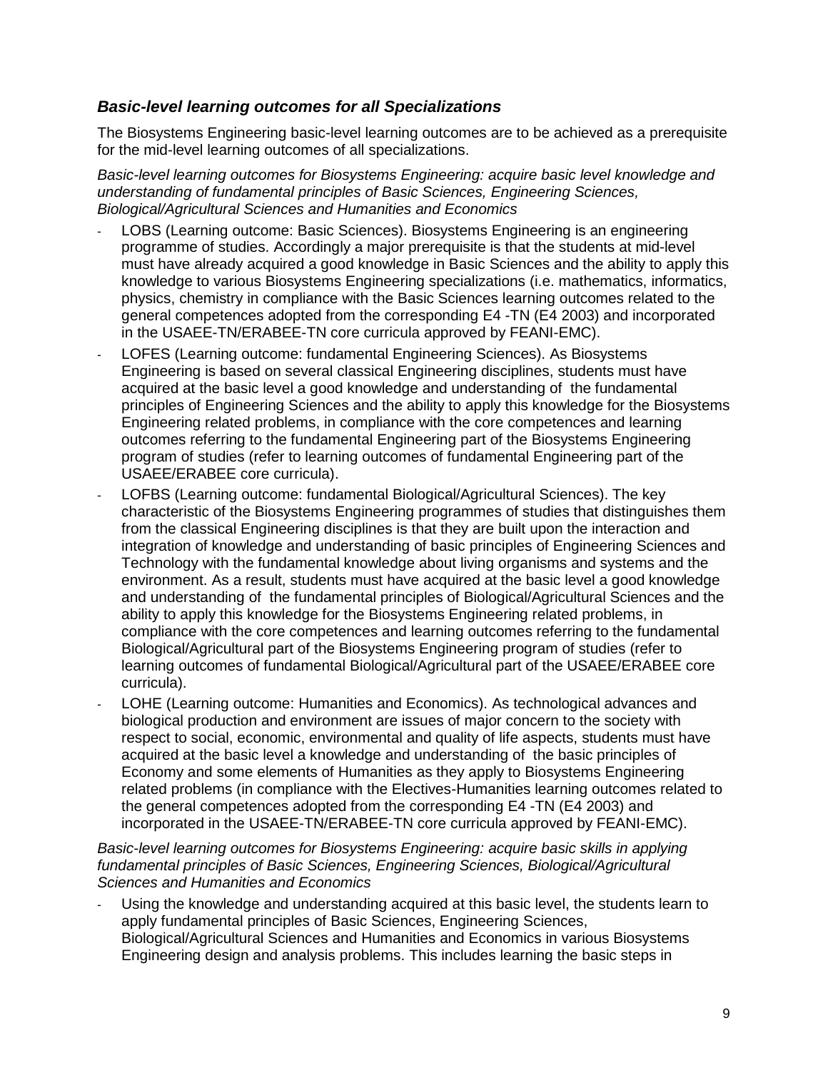### *Basic-level learning outcomes for all Specializations*

The Biosystems Engineering basic-level learning outcomes are to be achieved as a prerequisite for the mid-level learning outcomes of all specializations.

*Basic-level learning outcomes for Biosystems Engineering: acquire basic level knowledge and understanding of fundamental principles of Basic Sciences, Engineering Sciences, Biological/Agricultural Sciences and Humanities and Economics*

- LOBS (Learning outcome: Basic Sciences). Biosystems Engineering is an engineering programme of studies. Accordingly a major prerequisite is that the students at mid-level must have already acquired a good knowledge in Basic Sciences and the ability to apply this knowledge to various Biosystems Engineering specializations (i.e. mathematics, informatics, physics, chemistry in compliance with the Basic Sciences learning outcomes related to the general competences adopted from the corresponding E4 -TN (E4 2003) and incorporated in the USAEE-TN/ERABEE-TN core curricula approved by FEANI-EMC).
- LOFES (Learning outcome: fundamental Engineering Sciences). As Biosystems Engineering is based on several classical Engineering disciplines, students must have acquired at the basic level a good knowledge and understanding of the fundamental principles of Engineering Sciences and the ability to apply this knowledge for the Biosystems Engineering related problems, in compliance with the core competences and learning outcomes referring to the fundamental Engineering part of the Biosystems Engineering program of studies (refer to learning outcomes of fundamental Engineering part of the USAEE/ERABEE core curricula).
- LOFBS (Learning outcome: fundamental Biological/Agricultural Sciences). The key characteristic of the Biosystems Engineering programmes of studies that distinguishes them from the classical Engineering disciplines is that they are built upon the interaction and integration of knowledge and understanding of basic principles of Engineering Sciences and Technology with the fundamental knowledge about living organisms and systems and the environment. As a result, students must have acquired at the basic level a good knowledge and understanding of the fundamental principles of Biological/Agricultural Sciences and the ability to apply this knowledge for the Biosystems Engineering related problems, in compliance with the core competences and learning outcomes referring to the fundamental Biological/Agricultural part of the Biosystems Engineering program of studies (refer to learning outcomes of fundamental Biological/Agricultural part of the USAEE/ERABEE core curricula).
- LOHE (Learning outcome: Humanities and Economics). As technological advances and biological production and environment are issues of major concern to the society with respect to social, economic, environmental and quality of life aspects, students must have acquired at the basic level a knowledge and understanding of the basic principles of Economy and some elements of Humanities as they apply to Biosystems Engineering related problems (in compliance with the Electives-Humanities learning outcomes related to the general competences adopted from the corresponding E4 -TN (E4 2003) and incorporated in the USAEE-TN/ERABEE-TN core curricula approved by FEANI-EMC).

*Basic-level learning outcomes for Biosystems Engineering: acquire basic skills in applying fundamental principles of Basic Sciences, Engineering Sciences, Biological/Agricultural Sciences and Humanities and Economics*

- Using the knowledge and understanding acquired at this basic level, the students learn to apply fundamental principles of Basic Sciences, Engineering Sciences, Biological/Agricultural Sciences and Humanities and Economics in various Biosystems Engineering design and analysis problems. This includes learning the basic steps in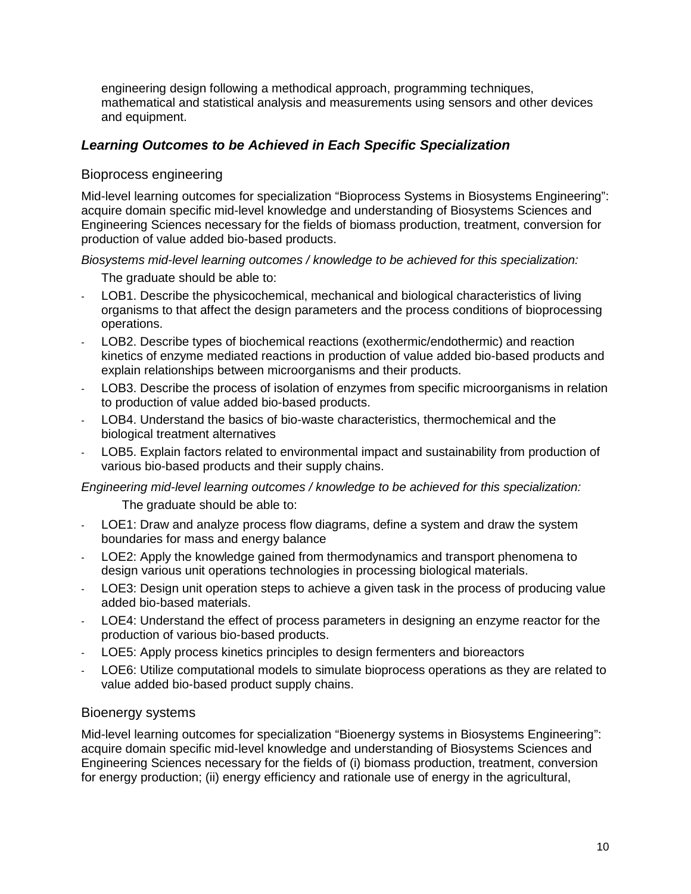engineering design following a methodical approach, programming techniques, mathematical and statistical analysis and measurements using sensors and other devices and equipment.

### *Learning Outcomes to be Achieved in Each Specific Specialization*

#### Bioprocess engineering

Mid-level learning outcomes for specialization "Bioprocess Systems in Biosystems Engineering": acquire domain specific mid-level knowledge and understanding of Biosystems Sciences and Engineering Sciences necessary for the fields of biomass production, treatment, conversion for production of value added bio-based products.

*Biosystems mid-level learning outcomes / knowledge to be achieved for this specialization:*

The graduate should be able to:

- LOB1. Describe the physicochemical, mechanical and biological characteristics of living organisms to that affect the design parameters and the process conditions of bioprocessing operations.
- LOB2. Describe types of biochemical reactions (exothermic/endothermic) and reaction kinetics of enzyme mediated reactions in production of value added bio-based products and explain relationships between microorganisms and their products.
- LOB3. Describe the process of isolation of enzymes from specific microorganisms in relation to production of value added bio-based products.
- LOB4. Understand the basics of bio-waste characteristics, thermochemical and the biological treatment alternatives
- LOB5. Explain factors related to environmental impact and sustainability from production of various bio-based products and their supply chains.

*Engineering mid-level learning outcomes / knowledge to be achieved for this specialization:*

The graduate should be able to:

- LOE1: Draw and analyze process flow diagrams, define a system and draw the system boundaries for mass and energy balance
- LOE2: Apply the knowledge gained from thermodynamics and transport phenomena to design various unit operations technologies in processing biological materials.
- LOE3: Design unit operation steps to achieve a given task in the process of producing value added bio-based materials.
- LOE4: Understand the effect of process parameters in designing an enzyme reactor for the production of various bio-based products.
- LOE5: Apply process kinetics principles to design fermenters and bioreactors
- LOE6: Utilize computational models to simulate bioprocess operations as they are related to value added bio-based product supply chains.

#### Bioenergy systems

Mid-level learning outcomes for specialization "Bioenergy systems in Biosystems Engineering": acquire domain specific mid-level knowledge and understanding of Biosystems Sciences and Engineering Sciences necessary for the fields of (i) biomass production, treatment, conversion for energy production; (ii) energy efficiency and rationale use of energy in the agricultural,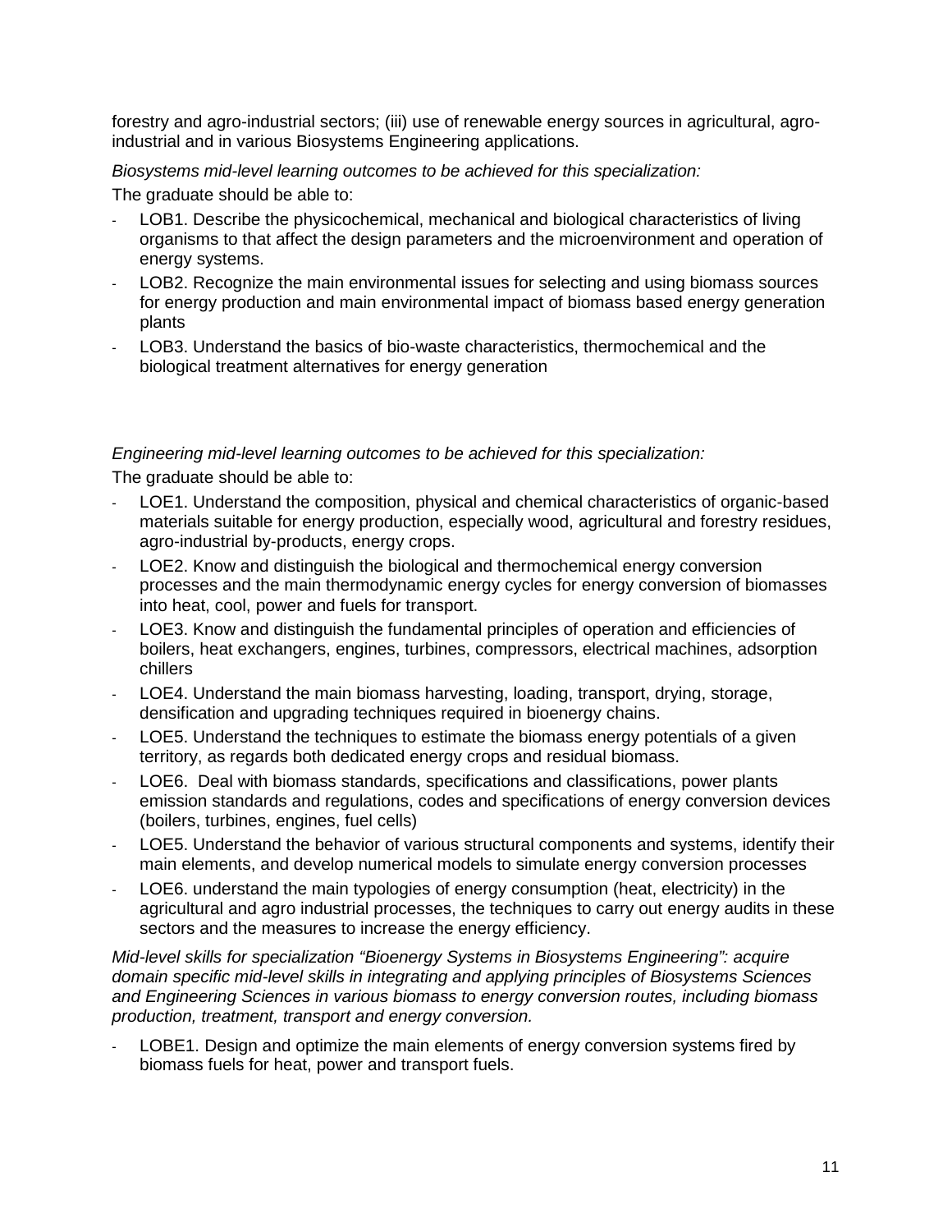forestry and agro-industrial sectors; (iii) use of renewable energy sources in agricultural, agro-industrial and in various Biosystems Engineering applications.

*Biosystems mid-level learning outcomes to be achieved for this specialization:*

The graduate should be able to:

- LOB1. Describe the physicochemical, mechanical and biological characteristics of living organisms to that affect the design parameters and the microenvironment and operation of energy systems.
- LOB2. Recognize the main environmental issues for selecting and using biomass sources for energy production and main environmental impact of biomass based energy generation plants
- LOB3. Understand the basics of bio-waste characteristics, thermochemical and the biological treatment alternatives for energy generation

*Engineering mid-level learning outcomes to be achieved for this specialization:*

The graduate should be able to:

- LOE1. Understand the composition, physical and chemical characteristics of organic-based materials suitable for energy production, especially wood, agricultural and forestry residues, agro-industrial by-products, energy crops.
- LOE2. Know and distinguish the biological and thermochemical energy conversion processes and the main thermodynamic energy cycles for energy conversion of biomasses into heat, cool, power and fuels for transport.
- LOE3. Know and distinguish the fundamental principles of operation and efficiencies of boilers, heat exchangers, engines, turbines, compressors, electrical machines, adsorption chillers
- LOE4. Understand the main biomass harvesting, loading, transport, drying, storage, densification and upgrading techniques required in bioenergy chains.
- LOE5. Understand the techniques to estimate the biomass energy potentials of a given territory, as regards both dedicated energy crops and residual biomass.
- LOE6. Deal with biomass standards, specifications and classifications, power plants emission standards and regulations, codes and specifications of energy conversion devices (boilers, turbines, engines, fuel cells)
- LOE5. Understand the behavior of various structural components and systems, identify their main elements, and develop numerical models to simulate energy conversion processes
- LOE6. understand the main typologies of energy consumption (heat, electricity) in the agricultural and agro industrial processes, the techniques to carry out energy audits in these sectors and the measures to increase the energy efficiency.

*Mid-level skills for specialization "Bioenergy Systems in Biosystems Engineering": acquire domain specific mid-level skills in integrating and applying principles of Biosystems Sciences and Engineering Sciences in various biomass to energy conversion routes, including biomass production, treatment, transport and energy conversion.*

- LOBE1. Design and optimize the main elements of energy conversion systems fired by biomass fuels for heat, power and transport fuels.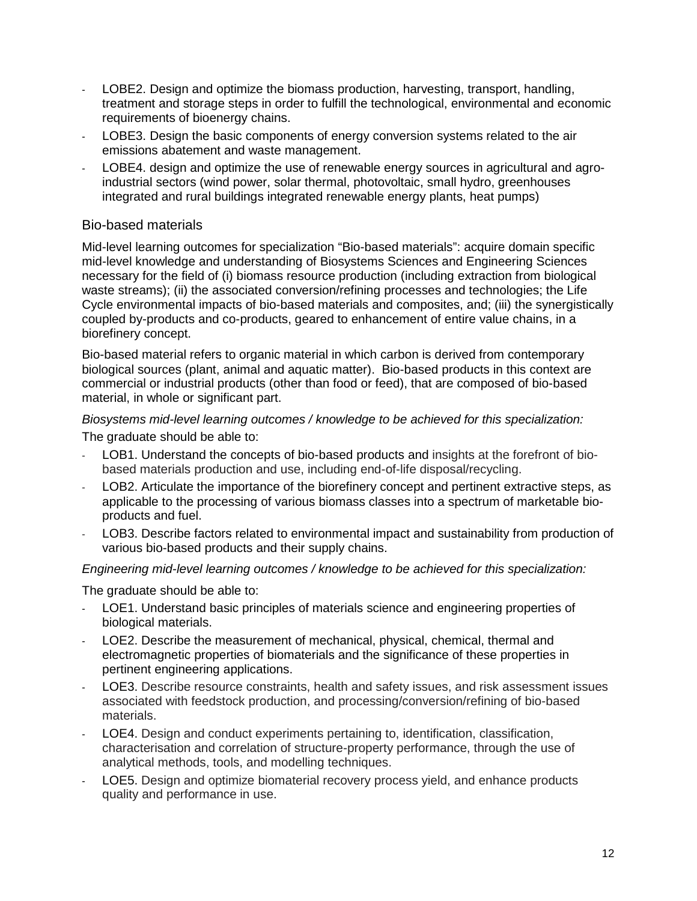- LOBE2. Design and optimize the biomass production, harvesting, transport, handling, treatment and storage steps in order to fulfill the technological, environmental and economic requirements of bioenergy chains.
- LOBE3. Design the basic components of energy conversion systems related to the air emissions abatement and waste management.
- LOBE4. design and optimize the use of renewable energy sources in agricultural and agro-industrial sectors (wind power, solar thermal, photovoltaic, small hydro, greenhouses integrated and rural buildings integrated renewable energy plants, heat pumps)

## Bio-based materials

Mid-level learning outcomes for specialization "Bio-based materials": acquire domain specific mid-level knowledge and understanding of Biosystems Sciences and Engineering Sciences necessary for the field of (i) biomass resource production (including extraction from biological waste streams); (ii) the associated conversion/refining processes and technologies; the Life Cycle environmental impacts of bio-based materials and composites, and; (iii) the synergistically coupled by-products and co-products, geared to enhancement of entire value chains, in a biorefinery concept.

Bio-based material refers to organic material in which carbon is derived from contemporary biological sources (plant, animal and aquatic matter). Bio-based products in this context are commercial or industrial products (other than food or feed), that are composed of bio-based material, in whole or significant part.

*Biosystems mid-level learning outcomes / knowledge to be achieved for this specialization:*

The graduate should be able to:

- LOB1. Understand the concepts of bio-based products and insights at the forefront of bio-based materials production and use, including end-of-life disposal/recycling.
- LOB2. Articulate the importance of the biorefinery concept and pertinent extractive steps, as applicable to the processing of various biomass classes into a spectrum of marketable bio-products and fuel.
- LOB3. Describe factors related to environmental impact and sustainability from production of various bio-based products and their supply chains.

*Engineering mid-level learning outcomes / knowledge to be achieved for this specialization:*

The graduate should be able to:

- LOE1. Understand basic principles of materials science and engineering properties of biological materials.
- LOE2. Describe the measurement of mechanical, physical, chemical, thermal and electromagnetic properties of biomaterials and the significance of these properties in pertinent engineering applications.
- LOE3. Describe resource constraints, health and safety issues, and risk assessment issues associated with feedstock production, and processing/conversion/refining of bio-based materials.
- LOE4. Design and conduct experiments pertaining to, identification, classification, characterisation and correlation of structure-property performance, through the use of analytical methods, tools, and modelling techniques.
- LOE5. Design and optimize biomaterial recovery process yield, and enhance products quality and performance in use.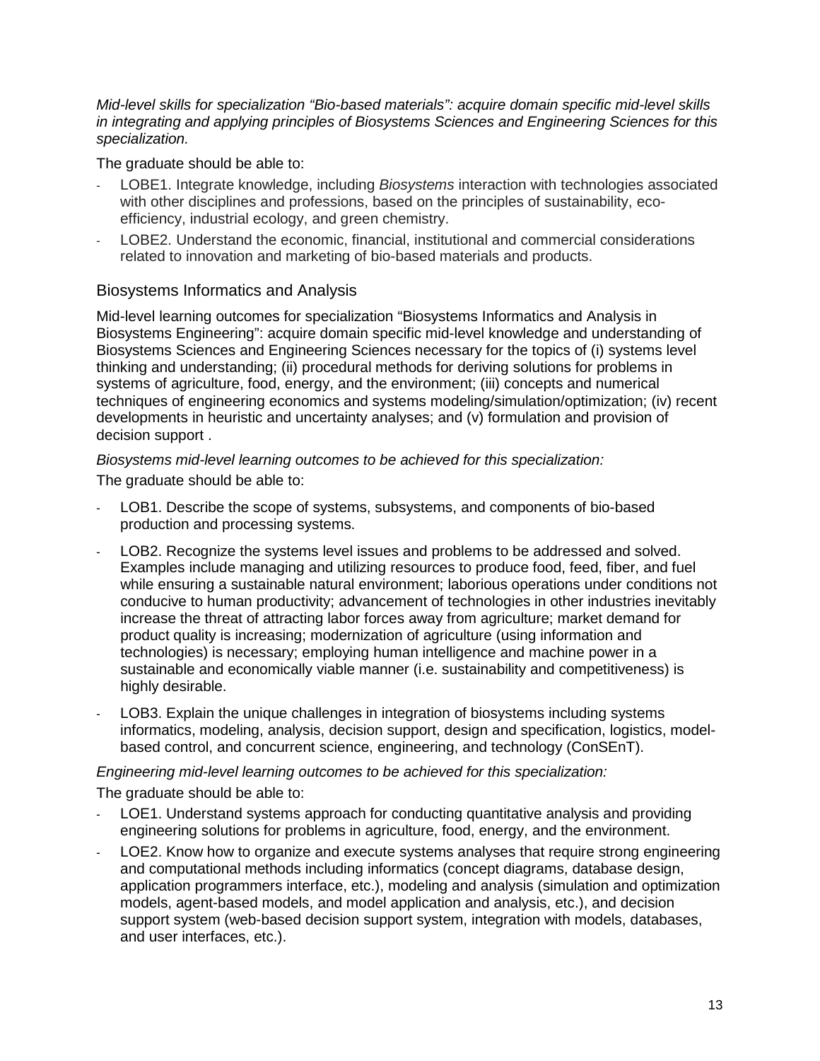*Mid-level skills for specialization “Bio-based materials”: acquire domain specific mid-level skills in integrating and applying principles of Biosystems Sciences and Engineering Sciences for this specialization.*

The graduate should be able to:

- LOBE1. Integrate knowledge, including *Biosystems* interaction with technologies associated with other disciplines and professions, based on the principles of sustainability, eco-efficiency, industrial ecology, and green chemistry.
- LOBE2. Understand the economic, financial, institutional and commercial considerations related to innovation and marketing of bio-based materials and products.

## Biosystems Informatics and Analysis

Mid-level learning outcomes for specialization “Biosystems Informatics and Analysis in Biosystems Engineering”: acquire domain specific mid-level knowledge and understanding of Biosystems Sciences and Engineering Sciences necessary for the topics of (i) systems level thinking and understanding; (ii) procedural methods for deriving solutions for problems in systems of agriculture, food, energy, and the environment; (iii) concepts and numerical techniques of engineering economics and systems modeling/simulation/optimization; (iv) recent developments in heuristic and uncertainty analyses; and (v) formulation and provision of decision support .

*Biosystems mid-level learning outcomes to be achieved for this specialization:*

The graduate should be able to:

- LOB1. Describe the scope of systems, subsystems, and components of bio-based production and processing systems.
- LOB2. Recognize the systems level issues and problems to be addressed and solved. Examples include managing and utilizing resources to produce food, feed, fiber, and fuel while ensuring a sustainable natural environment; laborious operations under conditions not conducive to human productivity; advancement of technologies in other industries inevitably increase the threat of attracting labor forces away from agriculture; market demand for product quality is increasing; modernization of agriculture (using information and technologies) is necessary; employing human intelligence and machine power in a sustainable and economically viable manner (i.e. sustainability and competitiveness) is highly desirable.
- LOB3. Explain the unique challenges in integration of biosystems including systems informatics, modeling, analysis, decision support, design and specification, logistics, model-based control, and concurrent science, engineering, and technology (ConSEnT).

*Engineering mid-level learning outcomes to be achieved for this specialization:*

The graduate should be able to:

- LOE1. Understand systems approach for conducting quantitative analysis and providing engineering solutions for problems in agriculture, food, energy, and the environment.
- LOE2. Know how to organize and execute systems analyses that require strong engineering and computational methods including informatics (concept diagrams, database design, application programmers interface, etc.), modeling and analysis (simulation and optimization models, agent-based models, and model application and analysis, etc.), and decision support system (web-based decision support system, integration with models, databases, and user interfaces, etc.).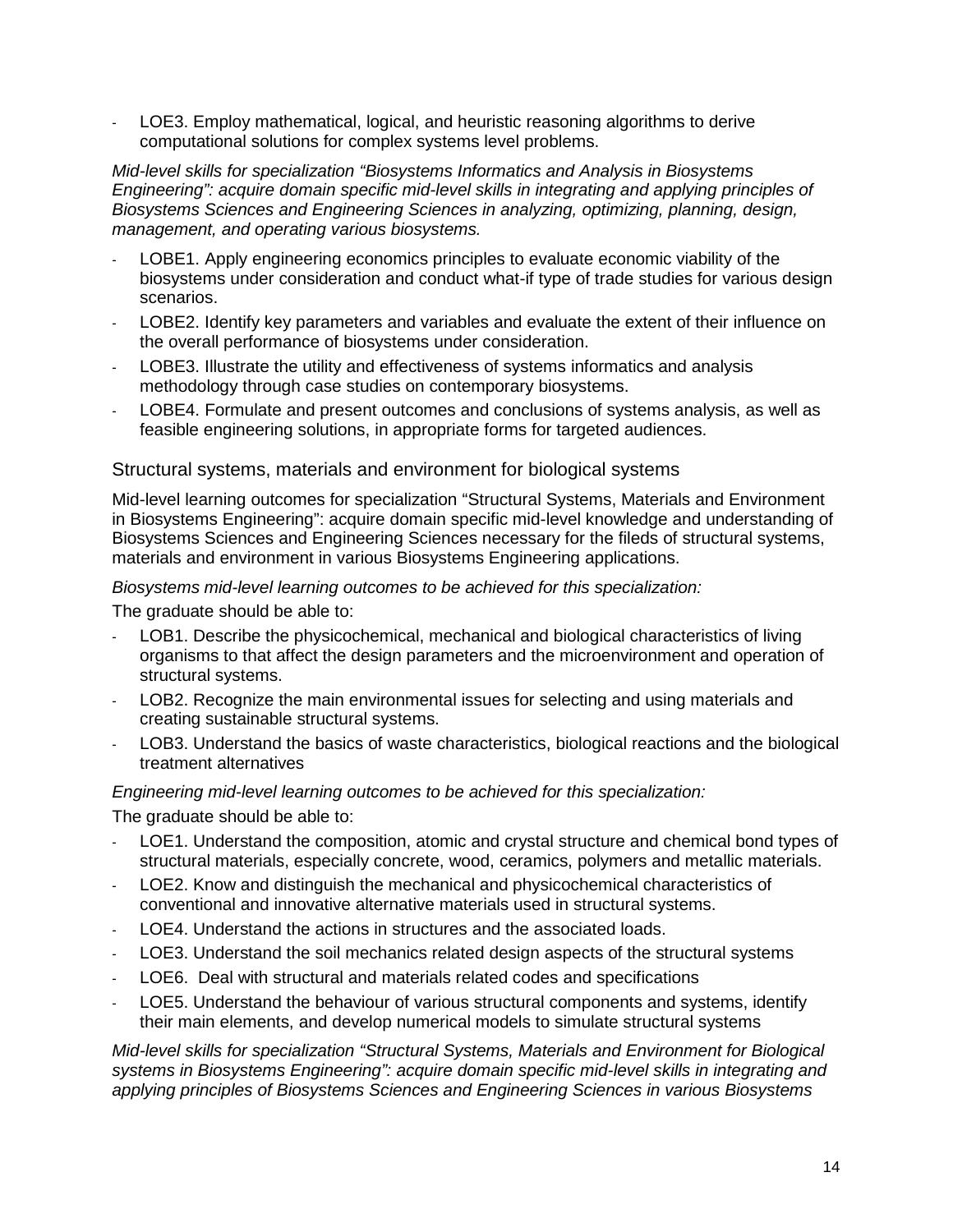- LOE3. Employ mathematical, logical, and heuristic reasoning algorithms to derive computational solutions for complex systems level problems.

*Mid-level skills for specialization “Biosystems Informatics and Analysis in Biosystems Engineering”: acquire domain specific mid-level skills in integrating and applying principles of Biosystems Sciences and Engineering Sciences in analyzing, optimizing, planning, design, management, and operating various biosystems.*

- LOBE1. Apply engineering economics principles to evaluate economic viability of the biosystems under consideration and conduct what-if type of trade studies for various design scenarios.
- LOBE2. Identify key parameters and variables and evaluate the extent of their influence on the overall performance of biosystems under consideration.
- LOBE3. Illustrate the utility and effectiveness of systems informatics and analysis methodology through case studies on contemporary biosystems.
- LOBE4. Formulate and present outcomes and conclusions of systems analysis, as well as feasible engineering solutions, in appropriate forms for targeted audiences.

### Structural systems, materials and environment for biological systems

Mid-level learning outcomes for specialization “Structural Systems, Materials and Environment in Biosystems Engineering”: acquire domain specific mid-level knowledge and understanding of Biosystems Sciences and Engineering Sciences necessary for the fileds of structural systems, materials and environment in various Biosystems Engineering applications.

*Biosystems mid-level learning outcomes to be achieved for this specialization:*

The graduate should be able to:

- LOB1. Describe the physicochemical, mechanical and biological characteristics of living organisms to that affect the design parameters and the microenvironment and operation of structural systems.
- LOB2. Recognize the main environmental issues for selecting and using materials and creating sustainable structural systems.
- LOB3. Understand the basics of waste characteristics, biological reactions and the biological treatment alternatives

*Engineering mid-level learning outcomes to be achieved for this specialization:*

The graduate should be able to:

- LOE1. Understand the composition, atomic and crystal structure and chemical bond types of structural materials, especially concrete, wood, ceramics, polymers and metallic materials.
- LOE2. Know and distinguish the mechanical and physicochemical characteristics of conventional and innovative alternative materials used in structural systems.
- LOE4. Understand the actions in structures and the associated loads.
- LOE3. Understand the soil mechanics related design aspects of the structural systems
- LOE6. Deal with structural and materials related codes and specifications
- LOE5. Understand the behaviour of various structural components and systems, identify their main elements, and develop numerical models to simulate structural systems

*Mid-level skills for specialization “Structural Systems, Materials and Environment for Biological systems in Biosystems Engineering”: acquire domain specific mid-level skills in integrating and applying principles of Biosystems Sciences and Engineering Sciences in various Biosystems*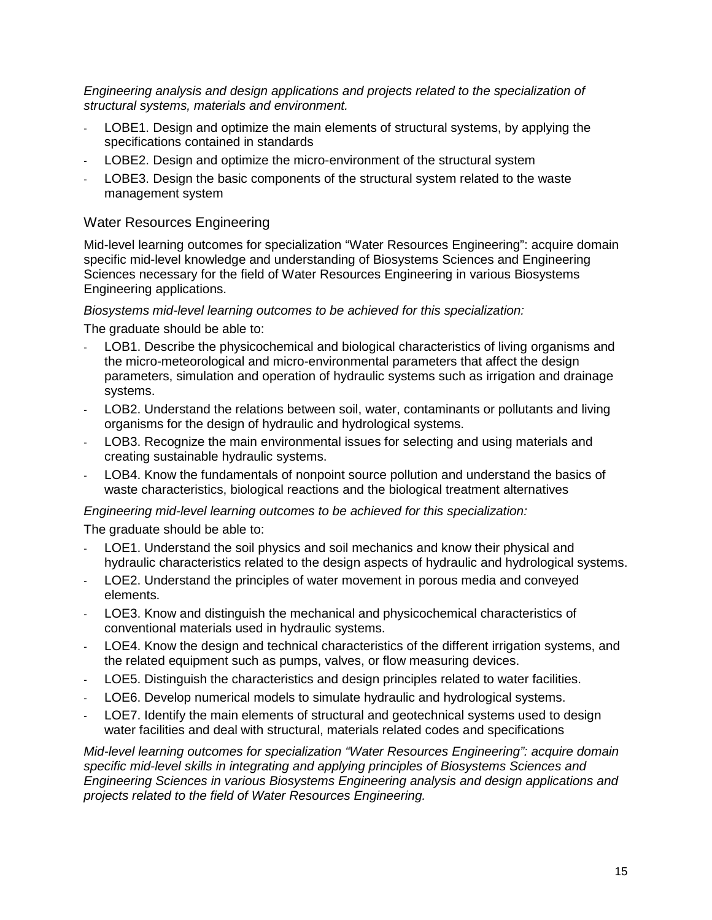*Engineering analysis and design applications and projects related to the specialization of structural systems, materials and environment.*

- LOBE1. Design and optimize the main elements of structural systems, by applying the specifications contained in standards
- LOBE2. Design and optimize the micro-environment of the structural system
- LOBE3. Design the basic components of the structural system related to the waste management system

## Water Resources Engineering

Mid-level learning outcomes for specialization "Water Resources Engineering": acquire domain specific mid-level knowledge and understanding of Biosystems Sciences and Engineering Sciences necessary for the field of Water Resources Engineering in various Biosystems Engineering applications.

*Biosystems mid-level learning outcomes to be achieved for this specialization:*

The graduate should be able to:

- LOB1. Describe the physicochemical and biological characteristics of living organisms and the micro-meteorological and micro-environmental parameters that affect the design parameters, simulation and operation of hydraulic systems such as irrigation and drainage systems.
- LOB2. Understand the relations between soil, water, contaminants or pollutants and living organisms for the design of hydraulic and hydrological systems.
- LOB3. Recognize the main environmental issues for selecting and using materials and creating sustainable hydraulic systems.
- LOB4. Know the fundamentals of nonpoint source pollution and understand the basics of waste characteristics, biological reactions and the biological treatment alternatives

*Engineering mid-level learning outcomes to be achieved for this specialization:*

The graduate should be able to:

- LOE1. Understand the soil physics and soil mechanics and know their physical and hydraulic characteristics related to the design aspects of hydraulic and hydrological systems.
- LOE2. Understand the principles of water movement in porous media and conveyed elements.
- LOE3. Know and distinguish the mechanical and physicochemical characteristics of conventional materials used in hydraulic systems.
- LOE4. Know the design and technical characteristics of the different irrigation systems, and the related equipment such as pumps, valves, or flow measuring devices.
- LOE5. Distinguish the characteristics and design principles related to water facilities.
- LOE6. Develop numerical models to simulate hydraulic and hydrological systems.
- LOE7. Identify the main elements of structural and geotechnical systems used to design water facilities and deal with structural, materials related codes and specifications

*Mid-level learning outcomes for specialization "Water Resources Engineering": acquire domain specific mid-level skills in integrating and applying principles of Biosystems Sciences and Engineering Sciences in various Biosystems Engineering analysis and design applications and projects related to the field of Water Resources Engineering.*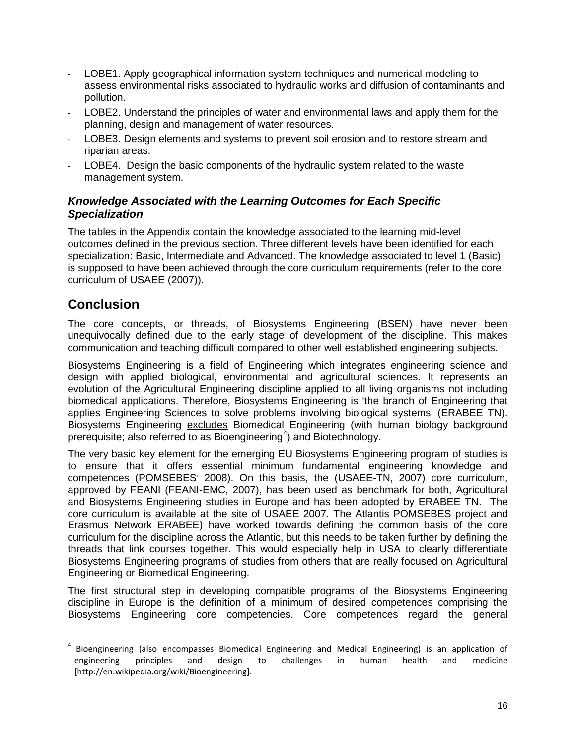- LOBE1. Apply geographical information system techniques and numerical modeling to assess environmental risks associated to hydraulic works and diffusion of contaminants and pollution.
- LOBE2. Understand the principles of water and environmental laws and apply them for the planning, design and management of water resources.
- LOBE3. Design elements and systems to prevent soil erosion and to restore stream and riparian areas.
- LOBE4. Design the basic components of the hydraulic system related to the waste management system.

### *Knowledge Associated with the Learning Outcomes for Each Specific Specialization*

The tables in the Appendix contain the knowledge associated to the learning mid-level outcomes defined in the previous section. Three different levels have been identified for each specialization: Basic, Intermediate and Advanced. The knowledge associated to level 1 (Basic) is supposed to have been achieved through the core curriculum requirements (refer to the core curriculum of USAEE (2007)).

## Conclusion

The core concepts, or threads, of Biosystems Engineering (BSEN) have never been unequivocally defined due to the early stage of development of the discipline. This makes communication and teaching difficult compared to other well established engineering subjects.

Biosystems Engineering is a field of Engineering which integrates engineering science and design with applied biological, environmental and agricultural sciences. It represents an evolution of the Agricultural Engineering discipline applied to all living organisms not including biomedical applications. Therefore, Biosystems Engineering is 'the branch of Engineering that applies Engineering Sciences to solve problems involving biological systems' (ERABEE TN). Biosystems Engineering excludes Biomedical Engineering (with human biology background prerequisite; also referred to as Bioengineering[4]) and Biotechnology.

The very basic key element for the emerging EU Biosystems Engineering program of studies is to ensure that it offers essential minimum fundamental engineering knowledge and competences (POMSEBES, 2008). On this basis, the (USAEE-TN, 2007) core curriculum, approved by FEANI (FEANI-EMC, 2007), has been used as benchmark for both, Agricultural and Biosystems Engineering studies in Europe and has been adopted by ERABEE TN. The core curriculum is available at the site of USAEE 2007. The Atlantis POMSEBES project and Erasmus Network ERABEE) have worked towards defining the common basis of the core curriculum for the discipline across the Atlantic, but this needs to be taken further by defining the threads that link courses together. This would especially help in USA to clearly differentiate Biosystems Engineering programs of studies from others that are really focused on Agricultural Engineering or Biomedical Engineering.

The first structural step in developing compatible programs of the Biosystems Engineering discipline in Europe is the definition of a minimum of desired competences comprising the Biosystems Engineering core competencies. Core competences regard the general

---

[4] Bioengineering (also encompasses Biomedical Engineering and Medical Engineering) is an application of engineering principles and design to challenges in human health and medicine [http://en.wikipedia.org/wiki/Bioengineering].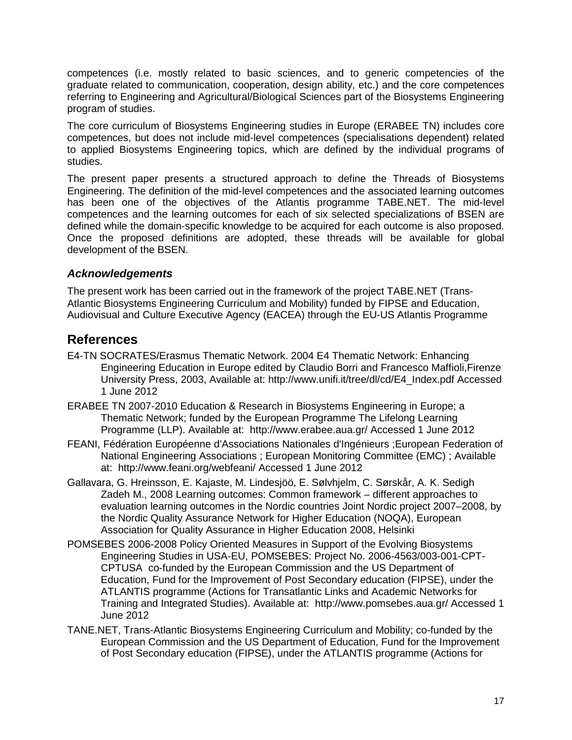competences (i.e. mostly related to basic sciences, and to generic competencies of the graduate related to communication, cooperation, design ability, etc.) and the core competences referring to Engineering and Agricultural/Biological Sciences part of the Biosystems Engineering program of studies.

The core curriculum of Biosystems Engineering studies in Europe (ERABEE TN) includes core competences, but does not include mid-level competences (specialisations dependent) related to applied Biosystems Engineering topics, which are defined by the individual programs of studies.

The present paper presents a structured approach to define the Threads of Biosystems Engineering. The definition of the mid-level competences and the associated learning outcomes has been one of the objectives of the Atlantis programme TABE.NET. The mid-level competences and the learning outcomes for each of six selected specializations of BSEN are defined while the domain-specific knowledge to be acquired for each outcome is also proposed. Once the proposed definitions are adopted, these threads will be available for global development of the BSEN.

### *Acknowledgements*

The present work has been carried out in the framework of the project TABE.NET (Trans-Atlantic Biosystems Engineering Curriculum and Mobility) funded by FIPSE and Education, Audiovisual and Culture Executive Agency (EACEA) through the EU-US Atlantis Programme

## References

E4-TN SOCRATES/Erasmus Thematic Network. 2004 E4 Thematic Network: Enhancing Engineering Education in Europe edited by Claudio Borri and Francesco Maffioli,Firenze University Press, 2003, Available at: http://www.unifi.it/tree/dl/cd/E4_Index.pdf Accessed 1 June 2012

ERABEE TN 2007-2010 Education & Research in Biosystems Engineering in Europe; a Thematic Network; funded by the European Programme The Lifelong Learning Programme (LLP). Available at: http://www.erabee.aua.gr/ Accessed 1 June 2012

FEANI, Fédération Européenne d'Associations Nationales d'Ingénieurs ;European Federation of National Engineering Associations ; European Monitoring Committee (EMC) ; Available at: http://www.feani.org/webfeani/ Accessed 1 June 2012

Gallavara, G. Hreinsson, E. Kajaste, M. Lindesjöö, E. Sølvhjelm, C. Sørskår, A. K. Sedigh Zadeh M., 2008 Learning outcomes: Common framework – different approaches to evaluation learning outcomes in the Nordic countries Joint Nordic project 2007–2008, by the Nordic Quality Assurance Network for Higher Education (NOQA), European Association for Quality Assurance in Higher Education 2008, Helsinki

POMSEBES 2006-2008 Policy Oriented Measures in Support of the Evolving Biosystems Engineering Studies in USA-EU, POMSEBES: Project No. 2006-4563/003-001-CPT-CPTUSA co-funded by the European Commission and the US Department of Education, Fund for the Improvement of Post Secondary education (FIPSE), under the ATLANTIS programme (Actions for Transatlantic Links and Academic Networks for Training and Integrated Studies). Available at: http://www.pomsebes.aua.gr/ Accessed 1 June 2012

TANE.NET, Trans-Atlantic Biosystems Engineering Curriculum and Mobility; co-funded by the European Commission and the US Department of Education, Fund for the Improvement of Post Secondary education (FIPSE), under the ATLANTIS programme (Actions for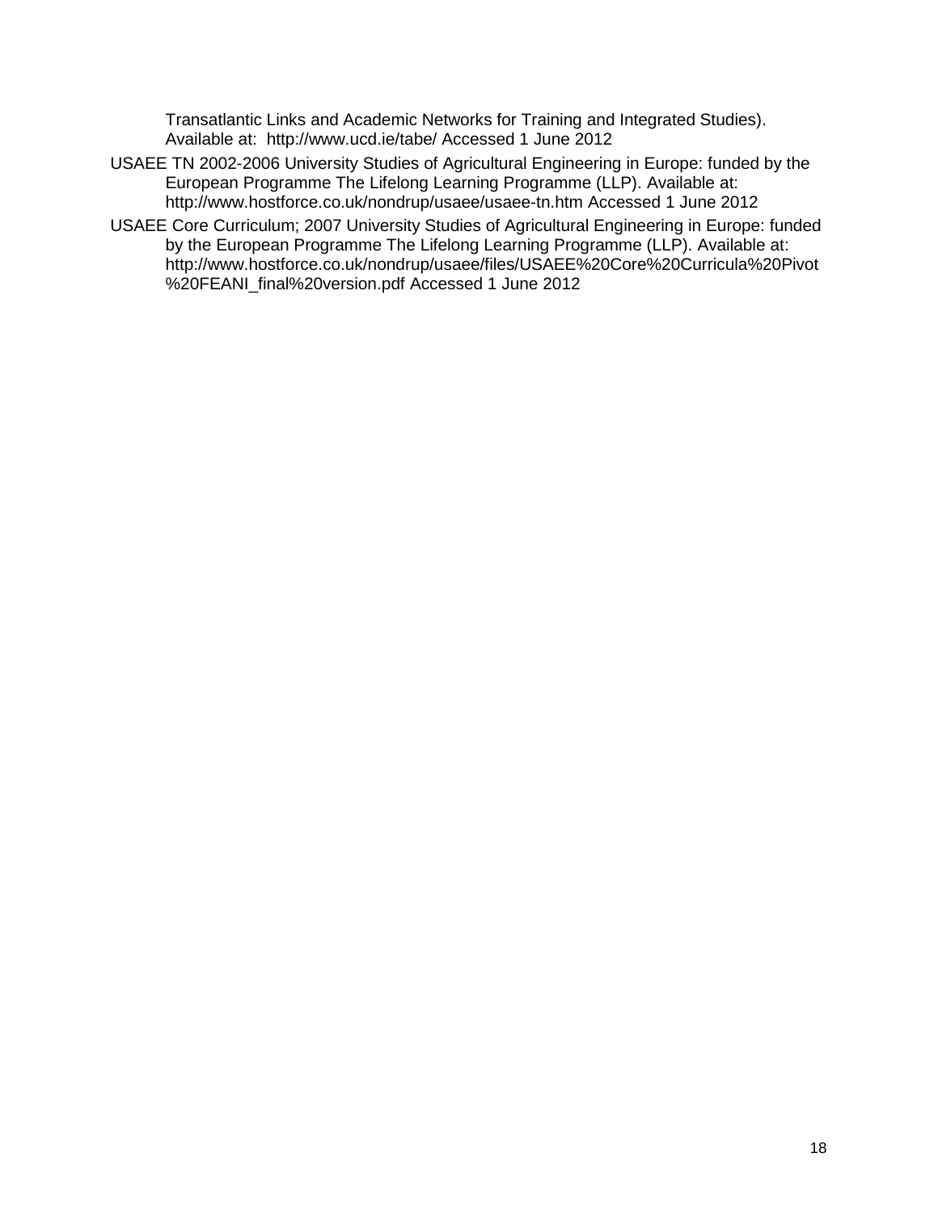Transatlantic Links and Academic Networks for Training and Integrated Studies). Available at: http://www.ucd.ie/tabe/ Accessed 1 June 2012

USAEE TN 2002-2006 University Studies of Agricultural Engineering in Europe: funded by the European Programme The Lifelong Learning Programme (LLP). Available at: http://www.hostforce.co.uk/nondrup/usaee/usaee-tn.htm Accessed 1 June 2012

USAEE Core Curriculum; 2007 University Studies of Agricultural Engineering in Europe: funded by the European Programme The Lifelong Learning Programme (LLP). Available at: http://www.hostforce.co.uk/nondrup/usaee/files/USAEE%20Core%20Curricula%20Pivot%20FEANI_final%20version.pdf Accessed 1 June 2012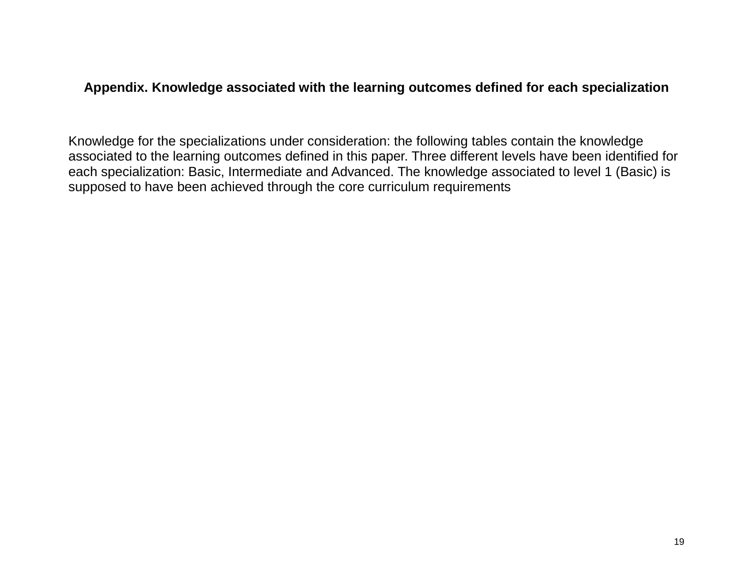## Appendix. Knowledge associated with the learning outcomes defined for each specialization

Knowledge for the specializations under consideration: the following tables contain the knowledge associated to the learning outcomes defined in this paper. Three different levels have been identified for each specialization: Basic, Intermediate and Advanced. The knowledge associated to level 1 (Basic) is supposed to have been achieved through the core curriculum requirements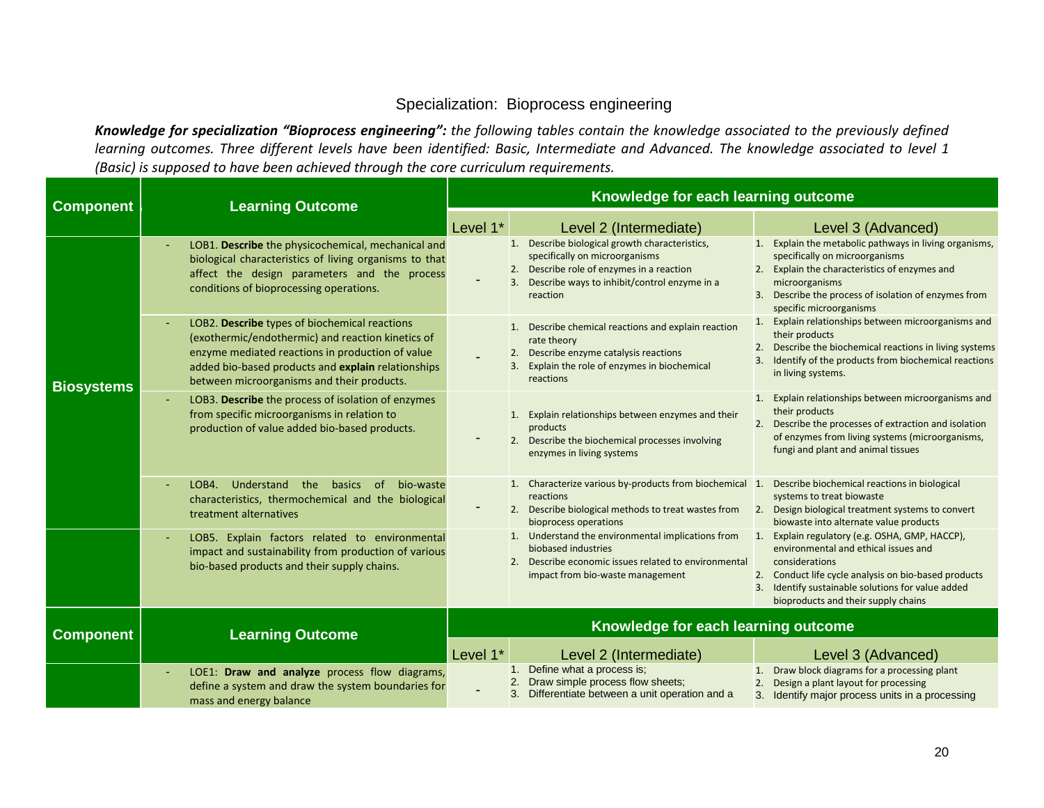## Specialization: Bioprocess engineering

***Knowledge for specialization "Bioprocess engineering":*** *the following tables contain the knowledge associated to the previously defined learning outcomes. Three different levels have been identified: Basic, Intermediate and Advanced. The knowledge associated to level 1 (Basic) is supposed to have been achieved through the core curriculum requirements.*

| Component | Learning Outcome | Knowledge for each learning outcome | | |
|---|---|---|---|---|
| | | Level 1* | Level 2 (Intermediate) | Level 3 (Advanced) |
| Biosystems | - LOB1. **Describe** the physicochemical, mechanical and biological characteristics of living organisms to that affect the design parameters and the process conditions of bioprocessing operations. | - | 1. Describe biological growth characteristics, specifically on microorganisms<br>2. Describe role of enzymes in a reaction<br>3. Describe ways to inhibit/control enzyme in a reaction | 1. Explain the metabolic pathways in living organisms, specifically on microorganisms<br>2. Explain the characteristics of enzymes and microorganisms<br>3. Describe the process of isolation of enzymes from specific microorganisms |
| | - LOB2. **Describe** types of biochemical reactions (exothermic/endothermic) and reaction kinetics of enzyme mediated reactions in production of value added bio-based products and **explain** relationships between microorganisms and their products. | - | 1. Describe chemical reactions and explain reaction rate theory<br>2. Describe enzyme catalysis reactions<br>3. Explain the role of enzymes in biochemical reactions | 1. Explain relationships between microorganisms and their products<br>2. Describe the biochemical reactions in living systems<br>3. Identify of the products from biochemical reactions in living systems. |
| | - LOB3. **Describe** the process of isolation of enzymes from specific microorganisms in relation to production of value added bio-based products. | - | 1. Explain relationships between enzymes and their products<br>2. Describe the biochemical processes involving enzymes in living systems | 1. Explain relationships between microorganisms and their products<br>2. Describe the processes of extraction and isolation of enzymes from living systems (microorganisms, fungi and plant and animal tissues |
| | - LOB4. Understand the basics of bio-waste characteristics, thermochemical and the biological treatment alternatives | - | 1. Characterize various by-products from biochemical reactions<br>2. Describe biological methods to treat wastes from bioprocess operations | 1. Describe biochemical reactions in biological systems to treat biowaste<br>2. Design biological treatment systems to convert biowaste into alternate value products |
| | - LOB5. Explain factors related to environmental impact and sustainability from production of various bio-based products and their supply chains. | | 1. Understand the environmental implications from biobased industries<br>2. Describe economic issues related to environmental impact from bio-waste management | 1. Explain regulatory (e.g. OSHA, GMP, HACCP), environmental and ethical issues and considerations<br>2. Conduct life cycle analysis on bio-based products<br>3. Identify sustainable solutions for value added bioproducts and their supply chains |

| Component | Learning Outcome | Knowledge for each learning outcome | | |
|---|---|---|---|---|
| | | Level 1* | Level 2 (Intermediate) | Level 3 (Advanced) |
| | - LOE1: **Draw and analyze** process flow diagrams, define a system and draw the system boundaries for mass and energy balance | - | 1. Define what a process is;<br>2. Draw simple process flow sheets;<br>3. Differentiate between a unit operation and a | 1. Draw block diagrams for a processing plant<br>2. Design a plant layout for processing<br>3. Identify major process units in a processing |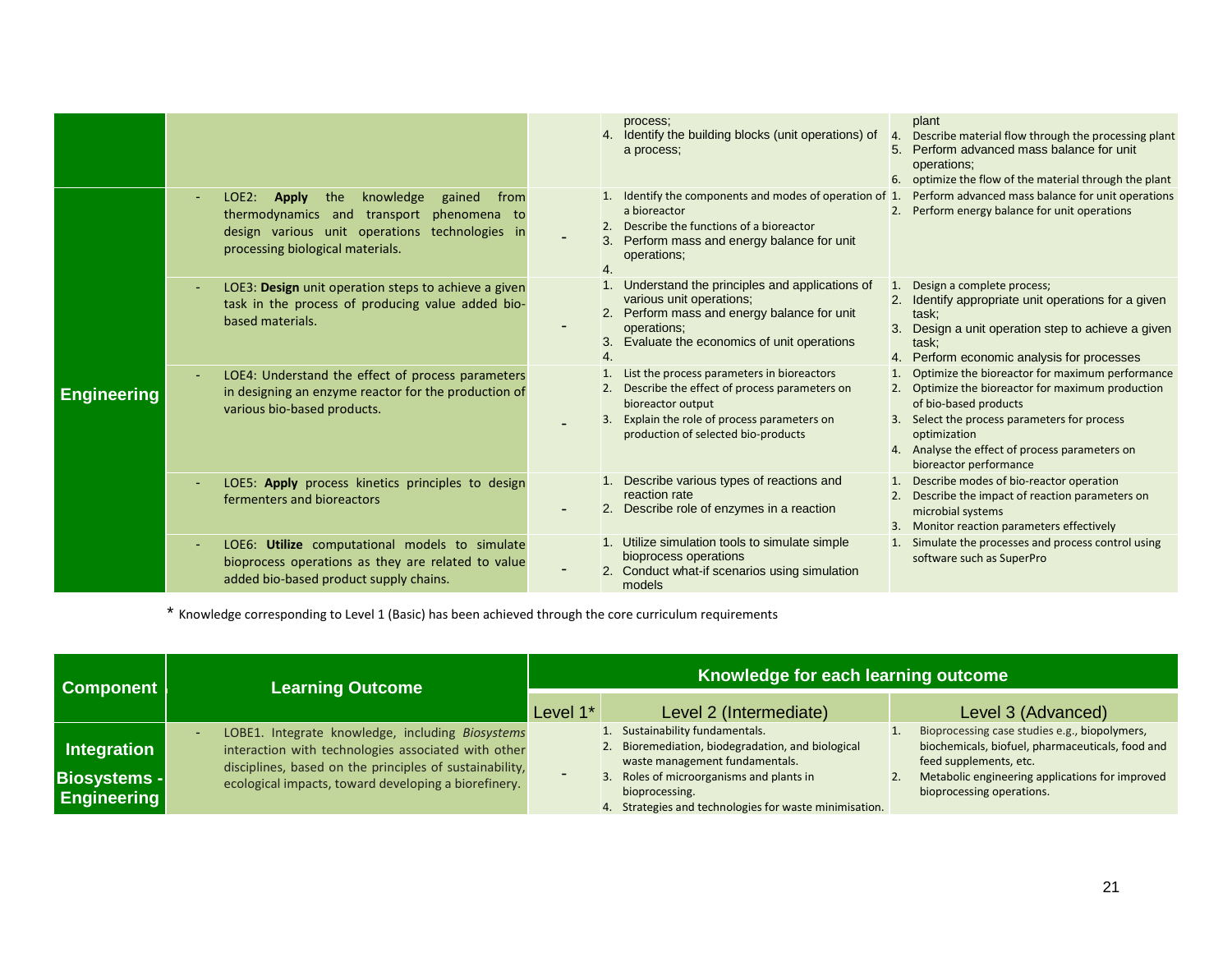| | | | | |
|---|---|---|---|---|
| | | | process;<br>4. Identify the building blocks (unit operations) of a process; | plant<br>4. Describe material flow through the processing plant<br>5. Perform advanced mass balance for unit operations;<br>6. optimize the flow of the material through the plant |
| **Engineering** | - LOE2: **Apply** the knowledge gained from thermodynamics and transport phenomena to design various unit operations technologies in processing biological materials. | - | 1. Identify the components and modes of operation of a bioreactor<br>2. Describe the functions of a bioreactor<br>3. Perform mass and energy balance for unit operations;<br>4. | 1. Perform advanced mass balance for unit operations<br>2. Perform energy balance for unit operations |
| | - LOE3: **Design** unit operation steps to achieve a given task in the process of producing value added bio-based materials. | - | 1. Understand the principles and applications of various unit operations;<br>2. Perform mass and energy balance for unit operations;<br>3. Evaluate the economics of unit operations<br>4. | 1. Design a complete process;<br>2. Identify appropriate unit operations for a given task;<br>3. Design a unit operation step to achieve a given task;<br>4. Perform economic analysis for processes |
| | - LOE4: Understand the effect of process parameters in designing an enzyme reactor for the production of various bio-based products. | - | 1. List the process parameters in bioreactors<br>2. Describe the effect of process parameters on bioreactor output<br>3. Explain the role of process parameters on production of selected bio-products | 1. Optimize the bioreactor for maximum performance<br>2. Optimize the bioreactor for maximum production of bio-based products<br>3. Select the process parameters for process optimization<br>4. Analyse the effect of process parameters on bioreactor performance |
| | - LOE5: **Apply** process kinetics principles to design fermenters and bioreactors | - | 1. Describe various types of reactions and reaction rate<br>2. Describe role of enzymes in a reaction | 1. Describe modes of bio-reactor operation<br>2. Describe the impact of reaction parameters on microbial systems<br>3. Monitor reaction parameters effectively |
| | - LOE6: **Utilize** computational models to simulate bioprocess operations as they are related to value added bio-based product supply chains. | - | 1. Utilize simulation tools to simulate simple bioprocess operations<br>2. Conduct what-if scenarios using simulation models | 1. Simulate the processes and process control using software such as SuperPro |

* Knowledge corresponding to Level 1 (Basic) has been achieved through the core curriculum requirements

| Component | Learning Outcome | Knowledge for each learning outcome | | |
|---|---|---|---|---|
| | | Level 1* | Level 2 (Intermediate) | Level 3 (Advanced) |
| **Integration Biosystems - Engineering** | - LOBE1. Integrate knowledge, including *Biosystems* interaction with technologies associated with other disciplines, based on the principles of sustainability, ecological impacts, toward developing a biorefinery. | - | 1. Sustainability fundamentals.<br>2. Bioremediation, biodegradation, and biological waste management fundamentals.<br>3. Roles of microorganisms and plants in bioprocessing.<br>4. Strategies and technologies for waste minimisation. | 1. Bioprocessing case studies e.g., biopolymers, biochemicals, biofuel, pharmaceuticals, food and feed supplements, etc.<br>2. Metabolic engineering applications for improved bioprocessing operations. |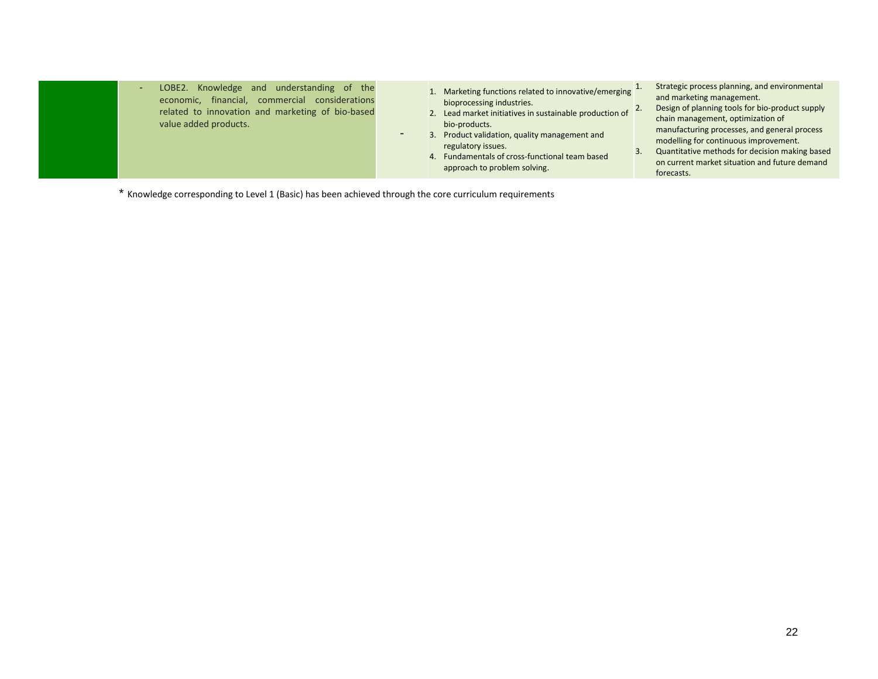|  | - LOBE2. Knowledge and understanding of the economic, financial, commercial considerations related to innovation and marketing of bio-based value added products. | - | 1. Marketing functions related to innovative/emerging bioprocessing industries.<br>2. Lead market initiatives in sustainable production of bio-products.<br>3. Product validation, quality management and regulatory issues.<br>4. Fundamentals of cross-functional team based approach to problem solving. | 1. Strategic process planning, and environmental and marketing management.<br>2. Design of planning tools for bio-product supply chain management, optimization of manufacturing processes, and general process modelling for continuous improvement.<br>3. Quantitative methods for decision making based on current market situation and future demand forecasts. |
|---|---|---|---|---|

* Knowledge corresponding to Level 1 (Basic) has been achieved through the core curriculum requirements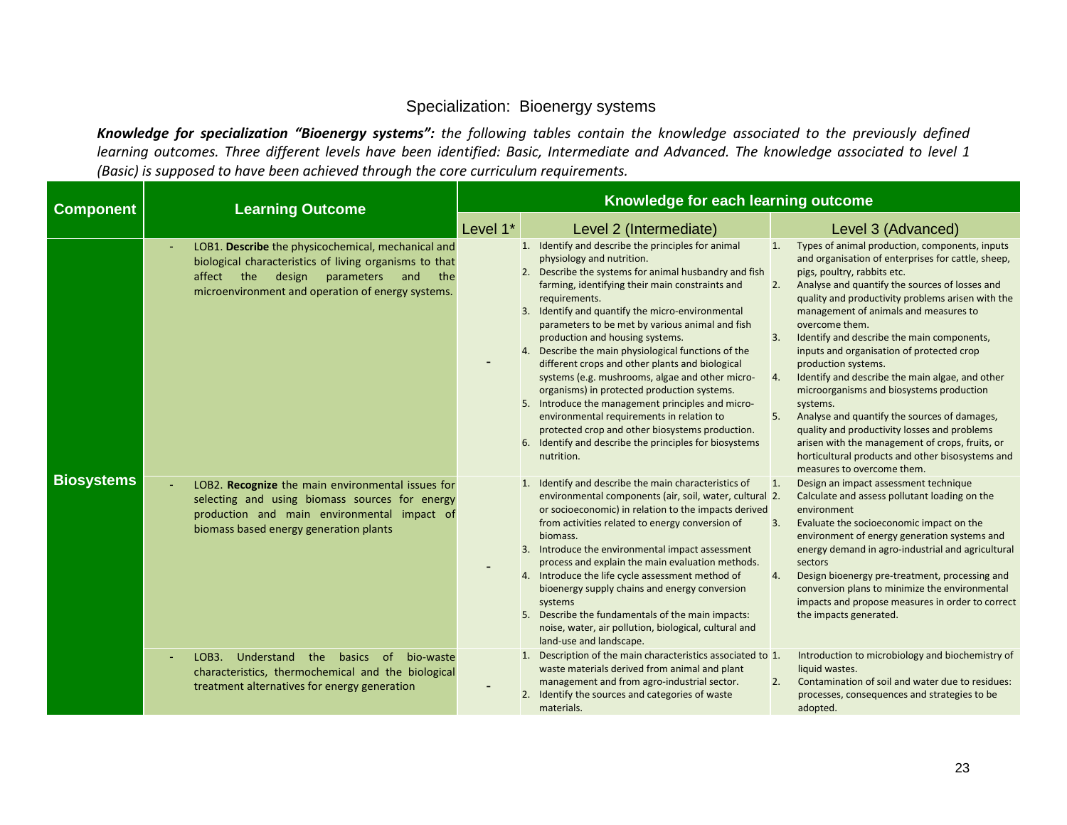## Specialization: Bioenergy systems

***Knowledge for specialization "Bioenergy systems":*** *the following tables contain the knowledge associated to the previously defined learning outcomes. Three different levels have been identified: Basic, Intermediate and Advanced. The knowledge associated to level 1 (Basic) is supposed to have been achieved through the core curriculum requirements.*

| Component | Learning Outcome | Knowledge for each learning outcome | | |
|---|---|---|---|---|
| | | Level 1* | Level 2 (Intermediate) | Level 3 (Advanced) |
| Biosystems | - LOB1. **Describe** the physicochemical, mechanical and biological characteristics of living organisms to that affect the design parameters and the microenvironment and operation of energy systems. | - | 1. Identify and describe the principles for animal physiology and nutrition.<br>2. Describe the systems for animal husbandry and fish farming, identifying their main constraints and requirements.<br>3. Identify and quantify the micro-environmental parameters to be met by various animal and fish production and housing systems.<br>4. Describe the main physiological functions of the different crops and other plants and biological systems (e.g. mushrooms, algae and other micro-organisms) in protected production systems.<br>5. Introduce the management principles and micro-environmental requirements in relation to protected crop and other biosystems production.<br>6. Identify and describe the principles for biosystems nutrition. | 1. Types of animal production, components, inputs and organisation of enterprises for cattle, sheep, pigs, poultry, rabbits etc.<br>2. Analyse and quantify the sources of losses and quality and productivity problems arisen with the management of animals and measures to overcome them.<br>3. Identify and describe the main components, inputs and organisation of protected crop production systems.<br>4. Identify and describe the main algae, and other microorganisms and biosystems production systems.<br>5. Analyse and quantify the sources of damages, quality and productivity losses and problems arisen with the management of crops, fruits, or horticultural products and other bisosystems and measures to overcome them. |
| | - LOB2. **Recognize** the main environmental issues for selecting and using biomass sources for energy production and main environmental impact of biomass based energy generation plants | - | 1. Identify and describe the main characteristics of environmental components (air, soil, water, cultural or socioeconomic) in relation to the impacts derived from activities related to energy conversion of biomass.<br>3. Introduce the environmental impact assessment process and explain the main evaluation methods.<br>4. Introduce the life cycle assessment method of bioenergy supply chains and energy conversion systems<br>5. Describe the fundamentals of the main impacts: noise, water, air pollution, biological, cultural and land-use and landscape. | 1. Design an impact assessment technique<br>2. Calculate and assess pollutant loading on the environment<br>3. Evaluate the socioeconomic impact on the environment of energy generation systems and energy demand in agro-industrial and agricultural sectors<br>4. Design bioenergy pre-treatment, processing and conversion plans to minimize the environmental impacts and propose measures in order to correct the impacts generated. |
| | - LOB3. Understand the basics of bio-waste characteristics, thermochemical and the biological treatment alternatives for energy generation | - | 1. Description of the main characteristics associated to waste materials derived from animal and plant management and from agro-industrial sector.<br>2. Identify the sources and categories of waste materials. | 1. Introduction to microbiology and biochemistry of liquid wastes.<br>2. Contamination of soil and water due to residues: processes, consequences and strategies to be adopted. |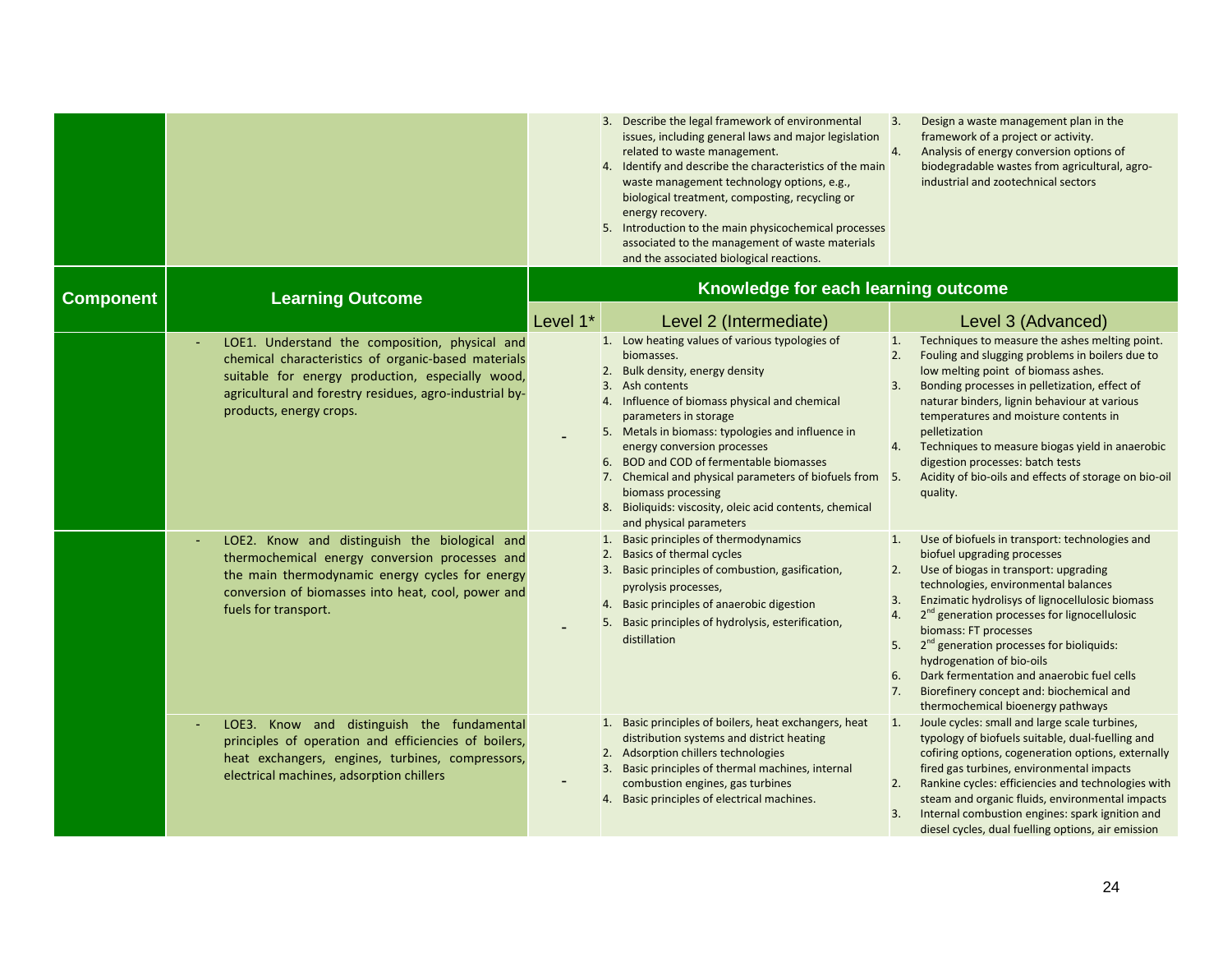| | | | | |
|---|---|---|---|---|
| | | | 3. Describe the legal framework of environmental issues, including general laws and major legislation related to waste management.<br>4. Identify and describe the characteristics of the main waste management technology options, e.g., biological treatment, composting, recycling or energy recovery.<br>5. Introduction to the main physicochemical processes associated to the management of waste materials and the associated biological reactions. | 3. Design a waste management plan in the framework of a project or activity.<br>4. Analysis of energy conversion options of biodegradable wastes from agricultural, agro-industrial and zootechnical sectors |

| Component | Learning Outcome | Knowledge for each learning outcome | | |
|---|---|---|---|---|
| | | Level 1* | Level 2 (Intermediate) | Level 3 (Advanced) |
| | - LOE1. Understand the composition, physical and chemical characteristics of organic-based materials suitable for energy production, especially wood, agricultural and forestry residues, agro-industrial by-products, energy crops. | - | 1. Low heating values of various typologies of biomasses.<br>2. Bulk density, energy density<br>3. Ash contents<br>4. Influence of biomass physical and chemical parameters in storage<br>5. Metals in biomass: typologies and influence in energy conversion processes<br>6. BOD and COD of fermentable biomasses<br>7. Chemical and physical parameters of biofuels from biomass processing<br>8. Bioliquids: viscosity, oleic acid contents, chemical and physical parameters | 1. Techniques to measure the ashes melting point.<br>2. Fouling and slugging problems in boilers due to low melting point of biomass ashes.<br>3. Bonding processes in pelletization, effect of naturar binders, lignin behaviour at various temperatures and moisture contents in pelletization<br>4. Techniques to measure biogas yield in anaerobic digestion processes: batch tests<br>5. Acidity of bio-oils and effects of storage on bio-oil quality. |
| | - LOE2. Know and distinguish the biological and thermochemical energy conversion processes and the main thermodynamic energy cycles for energy conversion of biomasses into heat, cool, power and fuels for transport. | - | 1. Basic principles of thermodynamics<br>2. Basics of thermal cycles<br>3. Basic principles of combustion, gasification, pyrolysis processes,<br>4. Basic principles of anaerobic digestion<br>5. Basic principles of hydrolysis, esterification, distillation | 1. Use of biofuels in transport: technologies and biofuel upgrading processes<br>2. Use of biogas in transport: upgrading technologies, environmental balances<br>3. Enzimatic hydrolisys of lignocellulosic biomass<br>4. 2nd generation processes for lignocellulosic biomass: FT processes<br>5. 2nd generation processes for bioliquids: hydrogenation of bio-oils<br>6. Dark fermentation and anaerobic fuel cells<br>7. Biorefinery concept and: biochemical and thermochemical bioenergy pathways |
| | - LOE3. Know and distinguish the fundamental principles of operation and efficiencies of boilers, heat exchangers, engines, turbines, compressors, electrical machines, adsorption chillers | - | 1. Basic principles of boilers, heat exchangers, heat distribution systems and district heating<br>2. Adsorption chillers technologies<br>3. Basic principles of thermal machines, internal combustion engines, gas turbines<br>4. Basic principles of electrical machines. | 1. Joule cycles: small and large scale turbines, typology of biofuels suitable, dual-fuelling and cofiring options, cogeneration options, externally fired gas turbines, environmental impacts<br>2. Rankine cycles: efficiencies and technologies with steam and organic fluids, environmental impacts<br>3. Internal combustion engines: spark ignition and diesel cycles, dual fuelling options, air emission |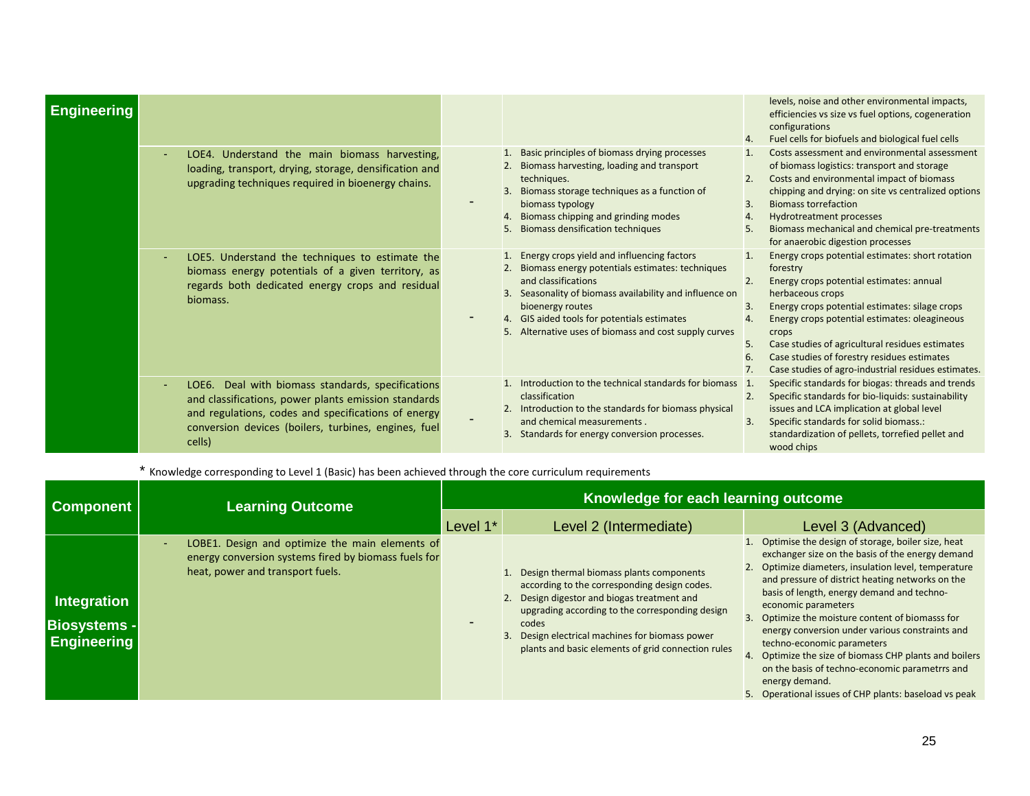| Component | Learning Outcome | Level 1* | Level 2 (Intermediate) | Level 3 (Advanced) |
|---|---|---|---|---|
| Engineering | | | | levels, noise and other environmental impacts, efficiencies vs size vs fuel options, cogeneration configurations<br>4. Fuel cells for biofuels and biological fuel cells |
| | - LOE4. Understand the main biomass harvesting, loading, transport, drying, storage, densification and upgrading techniques required in bioenergy chains. | - | 1. Basic principles of biomass drying processes<br>2. Biomass harvesting, loading and transport techniques.<br>3. Biomass storage techniques as a function of biomass typology<br>4. Biomass chipping and grinding modes<br>5. Biomass densification techniques | 1. Costs assessment and environmental assessment of biomass logistics: transport and storage<br>2. Costs and environmental impact of biomass chipping and drying: on site vs centralized options<br>3. Biomass torrefaction<br>4. Hydrotreatment processes<br>5. Biomass mechanical and chemical pre-treatments for anaerobic digestion processes |
| | - LOE5. Understand the techniques to estimate the biomass energy potentials of a given territory, as regards both dedicated energy crops and residual biomass. | - | 1. Energy crops yield and influencing factors<br>2. Biomass energy potentials estimates: techniques and classifications<br>3. Seasonality of biomass availability and influence on bioenergy routes<br>4. GIS aided tools for potentials estimates<br>5. Alternative uses of biomass and cost supply curves | 1. Energy crops potential estimates: short rotation forestry<br>2. Energy crops potential estimates: annual herbaceous crops<br>3. Energy crops potential estimates: silage crops<br>4. Energy crops potential estimates: oleagineous crops<br>5. Case studies of agricultural residues estimates<br>6. Case studies of forestry residues estimates<br>7. Case studies of agro-industrial residues estimates. |
| | - LOE6. Deal with biomass standards, specifications and classifications, power plants emission standards and regulations, codes and specifications of energy conversion devices (boilers, turbines, engines, fuel cells) | - | 1. Introduction to the technical standards for biomass classification<br>2. Introduction to the standards for biomass physical and chemical measurements .<br>3. Standards for energy conversion processes. | 1. Specific standards for biogas: threads and trends<br>2. Specific standards for bio-liquids: sustainability issues and LCA implication at global level<br>3. Specific standards for solid biomass.: standardization of pellets, torrefied pellet and wood chips |

\* Knowledge corresponding to Level 1 (Basic) has been achieved through the core curriculum requirements

| Component | Learning Outcome | Knowledge for each learning outcome | | |
|---|---|---|---|---|
| | | Level 1* | Level 2 (Intermediate) | Level 3 (Advanced) |
| Integration Biosystems - Engineering | - LOBE1. Design and optimize the main elements of energy conversion systems fired by biomass fuels for heat, power and transport fuels. | - | 1. Design thermal biomass plants components according to the corresponding design codes.<br>2. Design digestor and biogas treatment and upgrading according to the corresponding design codes<br>3. Design electrical machines for biomass power plants and basic elements of grid connection rules | 1. Optimise the design of storage, boiler size, heat exchanger size on the basis of the energy demand<br>2. Optimize diameters, insulation level, temperature and pressure of district heating networks on the basis of length, energy demand and techno-economic parameters<br>3. Optimize the moisture content of biomasss for energy conversion under various constraints and techno-economic parameters<br>4. Optimize the size of biomass CHP plants and boilers on the basis of techno-economic parametrrs and energy demand.<br>5. Operational issues of CHP plants: baseload vs peak |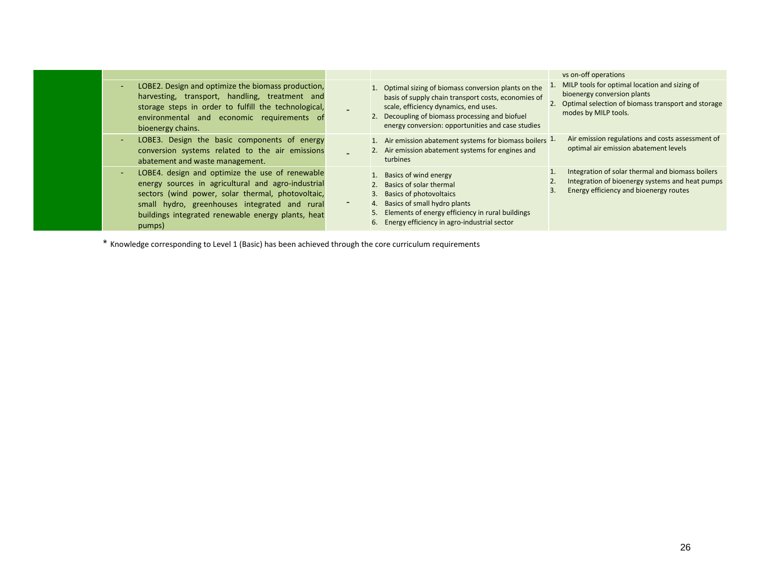| | | | | |
|---|---|---|---|---|
| | | | | vs on-off operations |
| | - LOBE2. Design and optimize the biomass production, harvesting, transport, handling, treatment and storage steps in order to fulfill the technological, environmental and economic requirements of bioenergy chains. | - | 1. Optimal sizing of biomass conversion plants on the basis of supply chain transport costs, economies of scale, efficiency dynamics, end uses.<br>2. Decoupling of biomass processing and biofuel energy conversion: opportunities and case studies | 1. MILP tools for optimal location and sizing of bioenergy conversion plants<br>2. Optimal selection of biomass transport and storage modes by MILP tools. |
| | - LOBE3. Design the basic components of energy conversion systems related to the air emissions abatement and waste management. | - | 1. Air emission abatement systems for biomass boilers<br>2. Air emission abatement systems for engines and turbines | 1. Air emission regulations and costs assessment of optimal air emission abatement levels |
| | - LOBE4. design and optimize the use of renewable energy sources in agricultural and agro-industrial sectors (wind power, solar thermal, photovoltaic, small hydro, greenhouses integrated and rural buildings integrated renewable energy plants, heat pumps) | - | 1. Basics of wind energy<br>2. Basics of solar thermal<br>3. Basics of photovoltaics<br>4. Basics of small hydro plants<br>5. Elements of energy efficiency in rural buildings<br>6. Energy efficiency in agro-industrial sector | 1. Integration of solar thermal and biomass boilers<br>2. Integration of bioenergy systems and heat pumps<br>3. Energy efficiency and bioenergy routes |

* Knowledge corresponding to Level 1 (Basic) has been achieved through the core curriculum requirements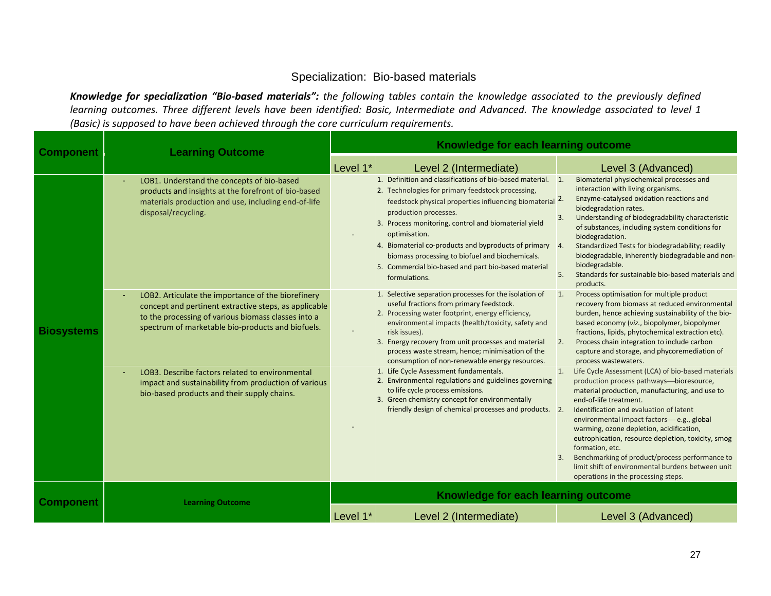## Specialization: Bio-based materials

***Knowledge for specialization "Bio-based materials":*** *the following tables contain the knowledge associated to the previously defined learning outcomes. Three different levels have been identified: Basic, Intermediate and Advanced. The knowledge associated to level 1 (Basic) is supposed to have been achieved through the core curriculum requirements.*

| Component | Learning Outcome | Knowledge for each learning outcome | | |
|---|---|---|---|---|
| | | Level 1* | Level 2 (Intermediate) | Level 3 (Advanced) |
| Biosystems | - LOB1. Understand the concepts of bio-based products and insights at the forefront of bio-based materials production and use, including end-of-life disposal/recycling. | - | 1. Definition and classifications of bio-based material.<br>2. Technologies for primary feedstock processing, feedstock physical properties influencing biomaterial production processes.<br>3. Process monitoring, control and biomaterial yield optimisation.<br>4. Biomaterial co-products and byproducts of primary biomass processing to biofuel and biochemicals.<br>5. Commercial bio-based and part bio-based material formulations. | 1. Biomaterial physiochemical processes and interaction with living organisms.<br>2. Enzyme-catalysed oxidation reactions and biodegradation rates.<br>3. Understanding of biodegradability characteristic of substances, including system conditions for biodegradation.<br>4. Standardized Tests for biodegradability; readily biodegradable, inherently biodegradable and non-biodegradable.<br>5. Standards for sustainable bio-based materials and products. |
| | - LOB2. Articulate the importance of the biorefinery concept and pertinent extractive steps, as applicable to the processing of various biomass classes into a spectrum of marketable bio-products and biofuels. | - | 1. Selective separation processes for the isolation of useful fractions from primary feedstock.<br>2. Processing water footprint, energy efficiency, environmental impacts (health/toxicity, safety and risk issues).<br>3. Energy recovery from unit processes and material process waste stream, hence; minimisation of the consumption of non-renewable energy resources. | 1. Process optimisation for multiple product recovery from biomass at reduced environmental burden, hence achieving sustainability of the bio-based economy (*viz.*, biopolymer, biopolymer fractions, lipids, phytochemical extraction etc).<br>2. Process chain integration to include carbon capture and storage, and phycoremediation of process wastewaters. |
| | - LOB3. Describe factors related to environmental impact and sustainability from production of various bio-based products and their supply chains. | - | 1. Life Cycle Assessment fundamentals.<br>2. Environmental regulations and guidelines governing to life cycle process emissions.<br>3. Green chemistry concept for environmentally friendly design of chemical processes and products. | 1. Life Cycle Assessment (LCA) of bio-based materials production process pathways—bioresource, material production, manufacturing, and use to end-of-life treatment.<br>2. Identification and evaluation of latent environmental impact factors— e.g., global warming, ozone depletion, acidification, eutrophication, resource depletion, toxicity, smog formation, etc.<br>3. Benchmarking of product/process performance to limit shift of environmental burdens between unit operations in the processing steps. |

| Component | Learning Outcome | Knowledge for each learning outcome | | |
|---|---|---|---|---|
| | | Level 1* | Level 2 (Intermediate) | Level 3 (Advanced) |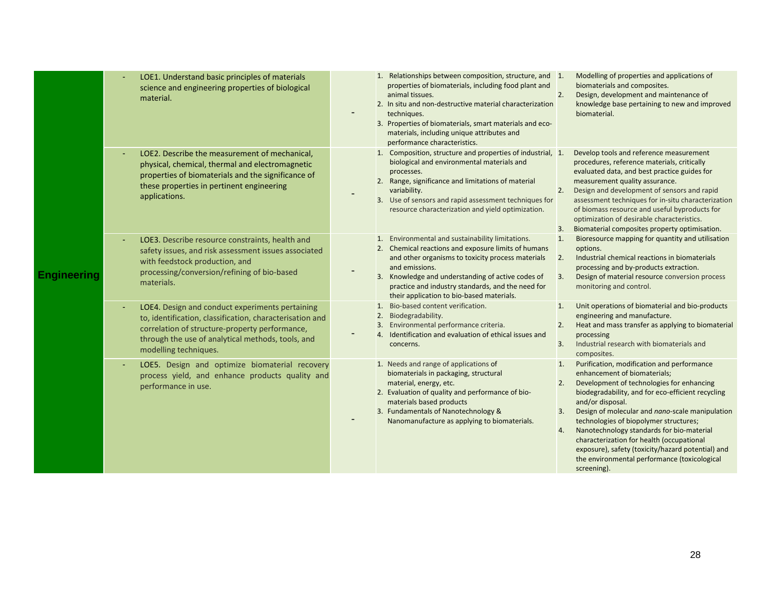| | | | | |
|---|---|---|---|---|
| **Engineering** | - LOE1. Understand basic principles of materials science and engineering properties of biological material. | - | 1. Relationships between composition, structure, and properties of biomaterials, including food plant and animal tissues.<br>2. In situ and non-destructive material characterization techniques.<br>3. Properties of biomaterials, smart materials and eco-materials, including unique attributes and performance characteristics. | 1. Modelling of properties and applications of biomaterials and composites.<br>2. Design, development and maintenance of knowledge base pertaining to new and improved biomaterial. |
| | - LOE2. Describe the measurement of mechanical, physical, chemical, thermal and electromagnetic properties of biomaterials and the significance of these properties in pertinent engineering applications. | - | 1. Composition, structure and properties of industrial, biological and environmental materials and processes.<br>2. Range, significance and limitations of material variability.<br>3. Use of sensors and rapid assessment techniques for resource characterization and yield optimization. | 1. Develop tools and reference measurement procedures, reference materials, critically evaluated data, and best practice guides for measurement quality assurance.<br>2. Design and development of sensors and rapid assessment techniques for in-situ characterization of biomass resource and useful byproducts for optimization of desirable characteristics.<br>3. Biomaterial composites property optimisation. |
| | - LOE3. Describe resource constraints, health and safety issues, and risk assessment issues associated with feedstock production, and processing/conversion/refining of bio-based materials. | - | 1. Environmental and sustainability limitations.<br>2. Chemical reactions and exposure limits of humans and other organisms to toxicity process materials and emissions.<br>3. Knowledge and understanding of active codes of practice and industry standards, and the need for their application to bio-based materials. | 1. Bioresource mapping for quantity and utilisation options.<br>2. Industrial chemical reactions in biomaterials processing and by-products extraction.<br>3. Design of material resource conversion process monitoring and control. |
| | - LOE4. Design and conduct experiments pertaining to, identification, classification, characterisation and correlation of structure-property performance, through the use of analytical methods, tools, and modelling techniques. | - | 1. Bio-based content verification.<br>2. Biodegradability.<br>3. Environmental performance criteria.<br>4. Identification and evaluation of ethical issues and concerns. | 1. Unit operations of biomaterial and bio-products engineering and manufacture.<br>2. Heat and mass transfer as applying to biomaterial processing<br>3. Industrial research with biomaterials and composites. |
| | - LOE5. Design and optimize biomaterial recovery process yield, and enhance products quality and performance in use. | - | 1. Needs and range of applications of biomaterials in packaging, structural material, energy, etc.<br>2. Evaluation of quality and performance of bio-materials based products<br>3. Fundamentals of Nanotechnology & Nanomanufacture as applying to biomaterials. | 1. Purification, modification and performance enhancement of biomaterials;<br>2. Development of technologies for enhancing biodegradability, and for eco-efficient recycling and/or disposal.<br>3. Design of molecular and *nano*-scale manipulation technologies of biopolymer structures;<br>4. Nanotechnology standards for bio-material characterization for health (occupational exposure), safety (toxicity/hazard potential) and the environmental performance (toxicological screening). |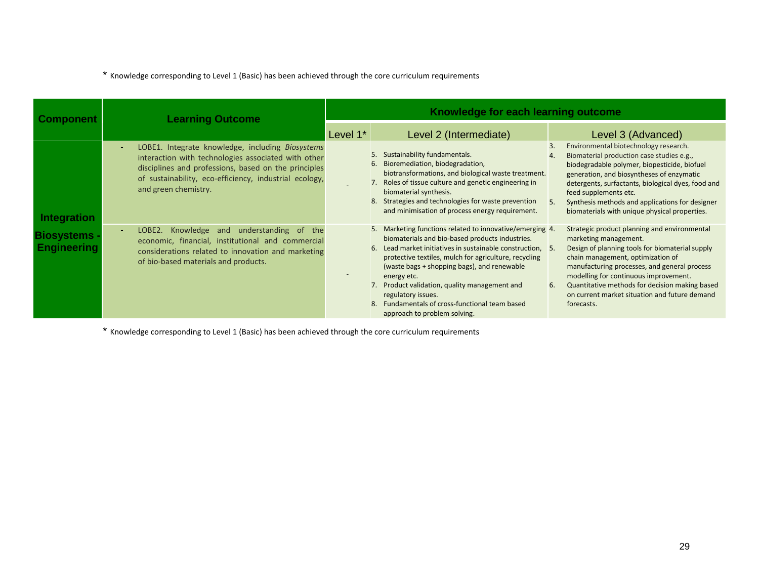* Knowledge corresponding to Level 1 (Basic) has been achieved through the core curriculum requirements

| Component | Learning Outcome | Knowledge for each learning outcome | | |
|---|---|---|---|---|
| | | Level 1* | Level 2 (Intermediate) | Level 3 (Advanced) |
| Integration Biosystems - Engineering | - LOBE1. Integrate knowledge, including *Biosystems* interaction with technologies associated with other disciplines and professions, based on the principles of sustainability, eco-efficiency, industrial ecology, and green chemistry. | - | 5. Sustainability fundamentals.<br>6. Bioremediation, biodegradation, biotransformations, and biological waste treatment.<br>7. Roles of tissue culture and genetic engineering in biomaterial synthesis.<br>8. Strategies and technologies for waste prevention and minimisation of process energy requirement. | 3. Environmental biotechnology research.<br>4. Biomaterial production case studies e.g., biodegradable polymer, biopesticide, biofuel generation, and biosyntheses of enzymatic detergents, surfactants, biological dyes, food and feed supplements etc.<br>5. Synthesis methods and applications for designer biomaterials with unique physical properties. |
| | - LOBE2. Knowledge and understanding of the economic, financial, institutional and commercial considerations related to innovation and marketing of bio-based materials and products. | - | 5. Marketing functions related to innovative/emerging biomaterials and bio-based products industries.<br>6. Lead market initiatives in sustainable construction, protective textiles, mulch for agriculture, recycling (waste bags + shopping bags), and renewable energy etc.<br>7. Product validation, quality management and regulatory issues.<br>8. Fundamentals of cross-functional team based approach to problem solving. | 4. Strategic product planning and environmental marketing management.<br>5. Design of planning tools for biomaterial supply chain management, optimization of manufacturing processes, and general process modelling for continuous improvement.<br>6. Quantitative methods for decision making based on current market situation and future demand forecasts. |

* Knowledge corresponding to Level 1 (Basic) has been achieved through the core curriculum requirements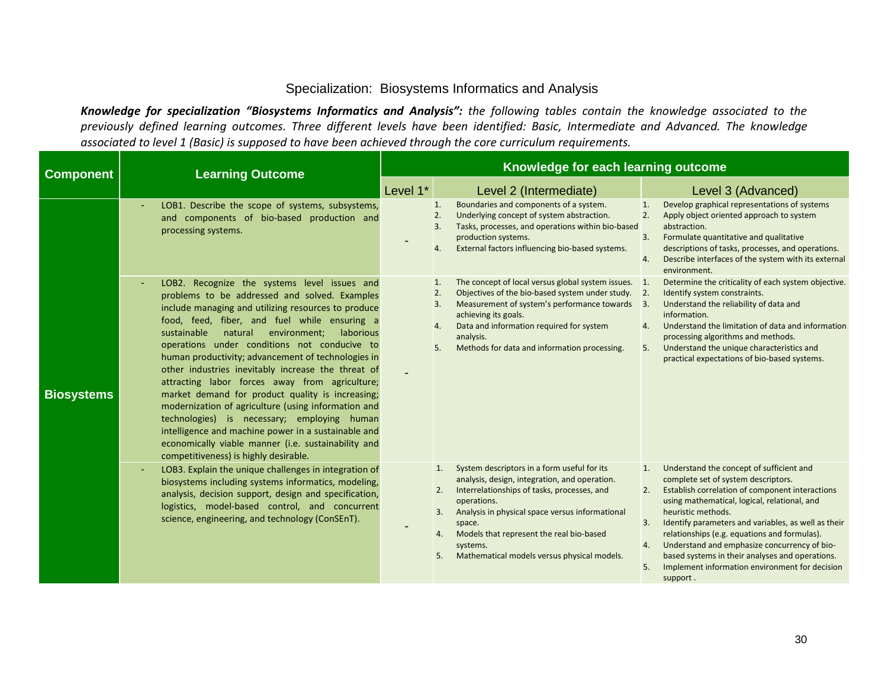## Specialization: Biosystems Informatics and Analysis

***Knowledge for specialization "Biosystems Informatics and Analysis":*** *the following tables contain the knowledge associated to the previously defined learning outcomes. Three different levels have been identified: Basic, Intermediate and Advanced. The knowledge associated to level 1 (Basic) is supposed to have been achieved through the core curriculum requirements.*

| Component | Learning Outcome | Knowledge for each learning outcome | | |
|---|---|---|---|---|
| | | Level 1* | Level 2 (Intermediate) | Level 3 (Advanced) |
| Biosystems | - LOB1. Describe the scope of systems, subsystems, and components of bio-based production and processing systems. | - | 1. Boundaries and components of a system.<br>2. Underlying concept of system abstraction.<br>3. Tasks, processes, and operations within bio-based production systems.<br>4. External factors influencing bio-based systems. | 1. Develop graphical representations of systems<br>2. Apply object oriented approach to system abstraction.<br>3. Formulate quantitative and qualitative descriptions of tasks, processes, and operations.<br>4. Describe interfaces of the system with its external environment. |
| | - LOB2. Recognize the systems level issues and problems to be addressed and solved. Examples include managing and utilizing resources to produce food, feed, fiber, and fuel while ensuring a sustainable natural environment; laborious operations under conditions not conducive to human productivity; advancement of technologies in other industries inevitably increase the threat of attracting labor forces away from agriculture; market demand for product quality is increasing; modernization of agriculture (using information and technologies) is necessary; employing human intelligence and machine power in a sustainable and economically viable manner (i.e. sustainability and competitiveness) is highly desirable. | - | 1. The concept of local versus global system issues.<br>2. Objectives of the bio-based system under study.<br>3. Measurement of system's performance towards achieving its goals.<br>4. Data and information required for system analysis.<br>5. Methods for data and information processing. | 1. Determine the criticality of each system objective.<br>2. Identify system constraints.<br>3. Understand the reliability of data and information.<br>4. Understand the limitation of data and information processing algorithms and methods.<br>5. Understand the unique characteristics and practical expectations of bio-based systems. |
| | - LOB3. Explain the unique challenges in integration of biosystems including systems informatics, modeling, analysis, decision support, design and specification, logistics, model-based control, and concurrent science, engineering, and technology (ConSEnT). | - | 1. System descriptors in a form useful for its analysis, design, integration, and operation.<br>2. Interrelationships of tasks, processes, and operations.<br>3. Analysis in physical space versus informational space.<br>4. Models that represent the real bio-based systems.<br>5. Mathematical models versus physical models. | 1. Understand the concept of sufficient and complete set of system descriptors.<br>2. Establish correlation of component interactions using mathematical, logical, relational, and heuristic methods.<br>3. Identify parameters and variables, as well as their relationships (e.g. equations and formulas).<br>4. Understand and emphasize concurrency of bio-based systems in their analyses and operations.<br>5. Implement information environment for decision support . |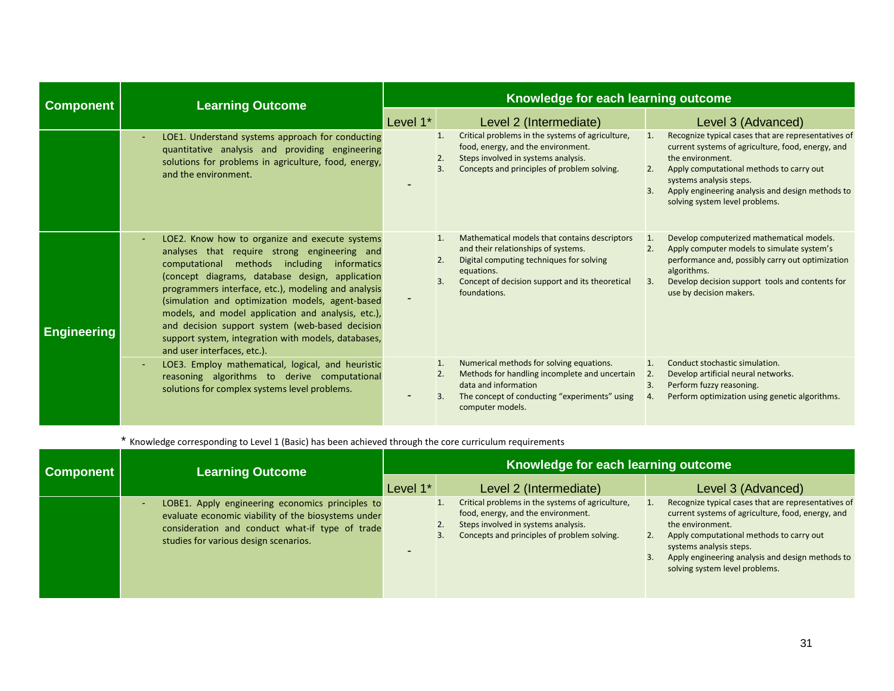| Component | Learning Outcome | Knowledge for each learning outcome | | |
|---|---|---|---|---|
| | | Level 1* | Level 2 (Intermediate) | Level 3 (Advanced) |
| Engineering | - LOE1. Understand systems approach for conducting quantitative analysis and providing engineering solutions for problems in agriculture, food, energy, and the environment. | - | 1. Critical problems in the systems of agriculture, food, energy, and the environment.<br>2. Steps involved in systems analysis.<br>3. Concepts and principles of problem solving. | 1. Recognize typical cases that are representatives of current systems of agriculture, food, energy, and the environment.<br>2. Apply computational methods to carry out systems analysis steps.<br>3. Apply engineering analysis and design methods to solving system level problems. |
| | - LOE2. Know how to organize and execute systems analyses that require strong engineering and computational methods including informatics (concept diagrams, database design, application programmers interface, etc.), modeling and analysis (simulation and optimization models, agent-based models, and model application and analysis, etc.), and decision support system (web-based decision support system, integration with models, databases, and user interfaces, etc.). | - | 1. Mathematical models that contains descriptors and their relationships of systems.<br>2. Digital computing techniques for solving equations.<br>3. Concept of decision support and its theoretical foundations. | 1. Develop computerized mathematical models.<br>2. Apply computer models to simulate system's performance and, possibly carry out optimization algorithms.<br>3. Develop decision support tools and contents for use by decision makers. |
| | - LOE3. Employ mathematical, logical, and heuristic reasoning algorithms to derive computational solutions for complex systems level problems. | - | 1. Numerical methods for solving equations.<br>2. Methods for handling incomplete and uncertain data and information<br>3. The concept of conducting "experiments" using computer models. | 1. Conduct stochastic simulation.<br>2. Develop artificial neural networks.<br>3. Perform fuzzy reasoning.<br>4. Perform optimization using genetic algorithms. |

* Knowledge corresponding to Level 1 (Basic) has been achieved through the core curriculum requirements

| Component | Learning Outcome | Knowledge for each learning outcome | | |
|---|---|---|---|---|
| | | Level 1* | Level 2 (Intermediate) | Level 3 (Advanced) |
| | - LOBE1. Apply engineering economics principles to evaluate economic viability of the biosystems under consideration and conduct what-if type of trade studies for various design scenarios. | - | 1. Critical problems in the systems of agriculture, food, energy, and the environment.<br>2. Steps involved in systems analysis.<br>3. Concepts and principles of problem solving. | 1. Recognize typical cases that are representatives of current systems of agriculture, food, energy, and the environment.<br>2. Apply computational methods to carry out systems analysis steps.<br>3. Apply engineering analysis and design methods to solving system level problems. |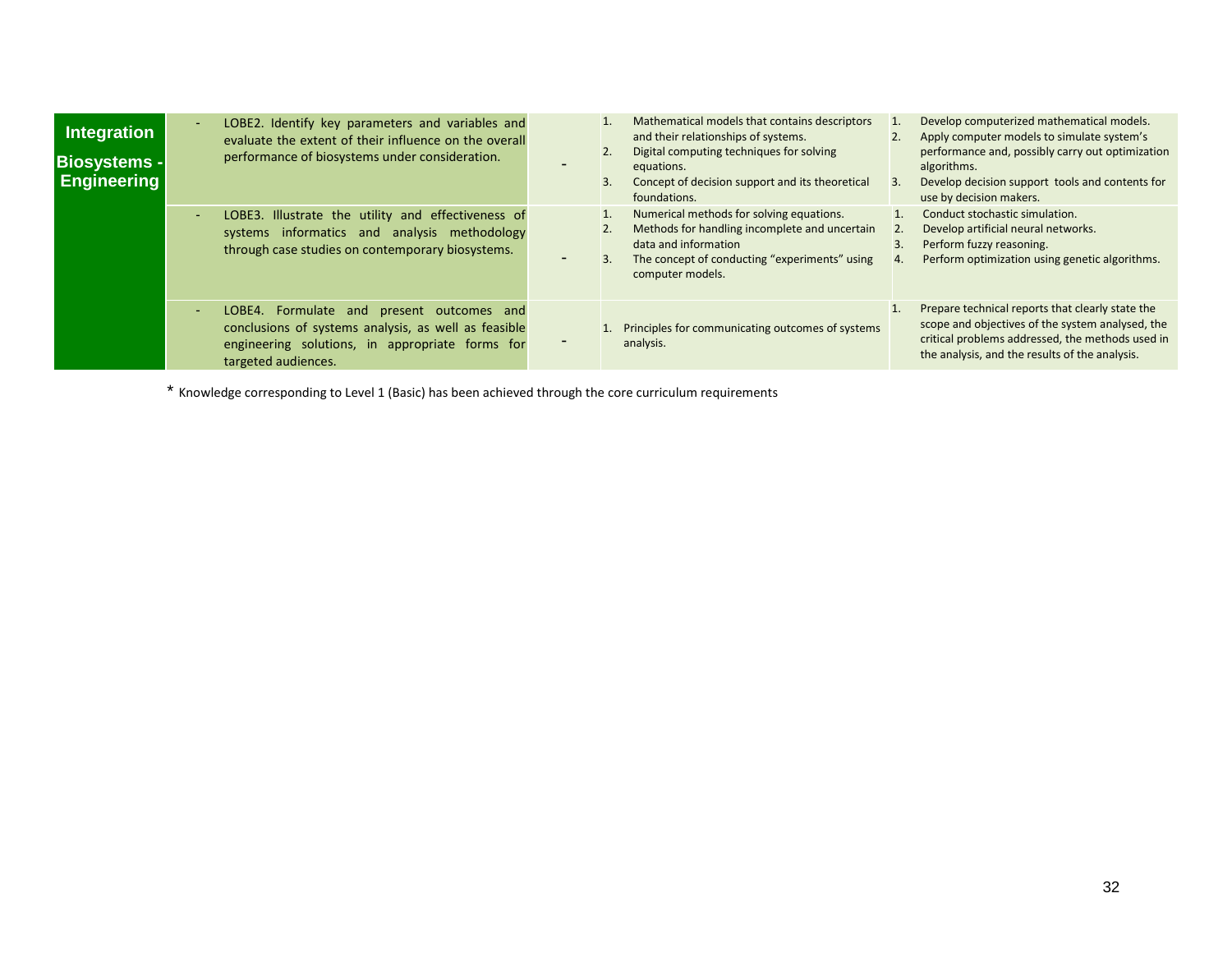| | | | | |
|---|---|---|---|---|
| **Integration Biosystems - Engineering** | - LOBE2. Identify key parameters and variables and evaluate the extent of their influence on the overall performance of biosystems under consideration. | - | 1. Mathematical models that contains descriptors and their relationships of systems.<br>2. Digital computing techniques for solving equations.<br>3. Concept of decision support and its theoretical foundations. | 1. Develop computerized mathematical models.<br>2. Apply computer models to simulate system's performance and, possibly carry out optimization algorithms.<br>3. Develop decision support tools and contents for use by decision makers. |
| | - LOBE3. Illustrate the utility and effectiveness of systems informatics and analysis methodology through case studies on contemporary biosystems. | - | 1. Numerical methods for solving equations.<br>2. Methods for handling incomplete and uncertain data and information<br>3. The concept of conducting "experiments" using computer models. | 1. Conduct stochastic simulation.<br>2. Develop artificial neural networks.<br>3. Perform fuzzy reasoning.<br>4. Perform optimization using genetic algorithms. |
| | - LOBE4. Formulate and present outcomes and conclusions of systems analysis, as well as feasible engineering solutions, in appropriate forms for targeted audiences. | - | 1. Principles for communicating outcomes of systems analysis. | 1. Prepare technical reports that clearly state the scope and objectives of the system analysed, the critical problems addressed, the methods used in the analysis, and the results of the analysis. |

* Knowledge corresponding to Level 1 (Basic) has been achieved through the core curriculum requirements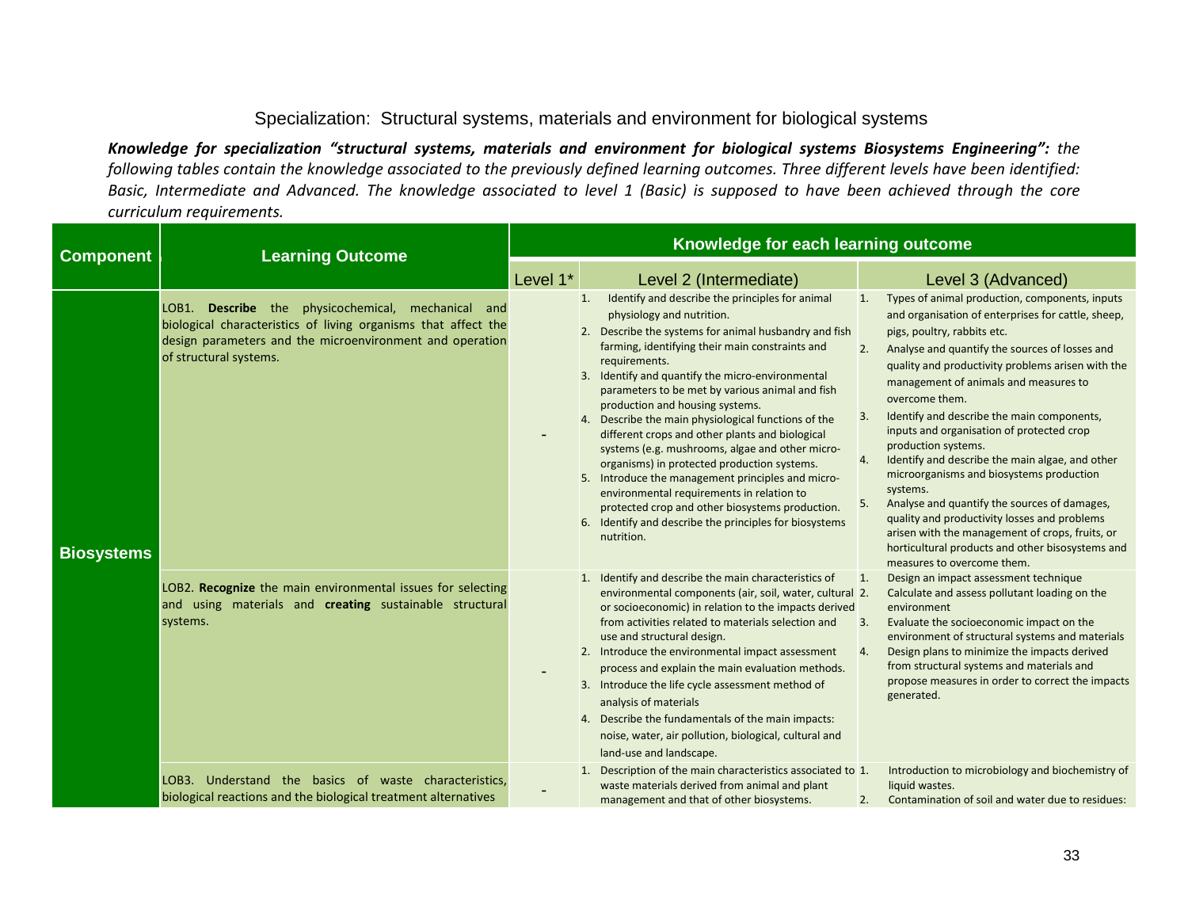Specialization: Structural systems, materials and environment for biological systems

***Knowledge for specialization "structural systems, materials and environment for biological systems Biosystems Engineering":*** *the following tables contain the knowledge associated to the previously defined learning outcomes. Three different levels have been identified: Basic, Intermediate and Advanced. The knowledge associated to level 1 (Basic) is supposed to have been achieved through the core curriculum requirements.*

| Component | Learning Outcome | Knowledge for each learning outcome | | |
|---|---|---|---|---|
| | | Level 1* | Level 2 (Intermediate) | Level 3 (Advanced) |
| **Biosystems** | LOB1. **Describe** the physicochemical, mechanical and biological characteristics of living organisms that affect the design parameters and the microenvironment and operation of structural systems. | - | 1. Identify and describe the principles for animal physiology and nutrition.<br>2. Describe the systems for animal husbandry and fish farming, identifying their main constraints and requirements.<br>3. Identify and quantify the micro-environmental parameters to be met by various animal and fish production and housing systems.<br>4. Describe the main physiological functions of the different crops and other plants and biological systems (e.g. mushrooms, algae and other micro-organisms) in protected production systems.<br>5. Introduce the management principles and micro-environmental requirements in relation to protected crop and other biosystems production.<br>6. Identify and describe the principles for biosystems nutrition. | 1. Types of animal production, components, inputs and organisation of enterprises for cattle, sheep, pigs, poultry, rabbits etc.<br>2. Analyse and quantify the sources of losses and quality and productivity problems arisen with the management of animals and measures to overcome them.<br>3. Identify and describe the main components, inputs and organisation of protected crop production systems.<br>4. Identify and describe the main algae, and other microorganisms and biosystems production systems.<br>5. Analyse and quantify the sources of damages, quality and productivity losses and problems arisen with the management of crops, fruits, or horticultural products and other bisosystems and measures to overcome them. |
| | LOB2. **Recognize** the main environmental issues for selecting and using materials and **creating** sustainable structural systems. | - | 1. Identify and describe the main characteristics of environmental components (air, soil, water, cultural or socioeconomic) in relation to the impacts derived from activities related to materials selection and use and structural design.<br>2. Introduce the environmental impact assessment process and explain the main evaluation methods.<br>3. Introduce the life cycle assessment method of analysis of materials<br>4. Describe the fundamentals of the main impacts: noise, water, air pollution, biological, cultural and land-use and landscape. | 1. Design an impact assessment technique<br>2. Calculate and assess pollutant loading on the environment<br>3. Evaluate the socioeconomic impact on the environment of structural systems and materials<br>4. Design plans to minimize the impacts derived from structural systems and materials and propose measures in order to correct the impacts generated. |
| | LOB3. Understand the basics of waste characteristics, biological reactions and the biological treatment alternatives | - | 1. Description of the main characteristics associated to waste materials derived from animal and plant management and that of other biosystems. | 1. Introduction to microbiology and biochemistry of liquid wastes.<br>2. Contamination of soil and water due to residues: |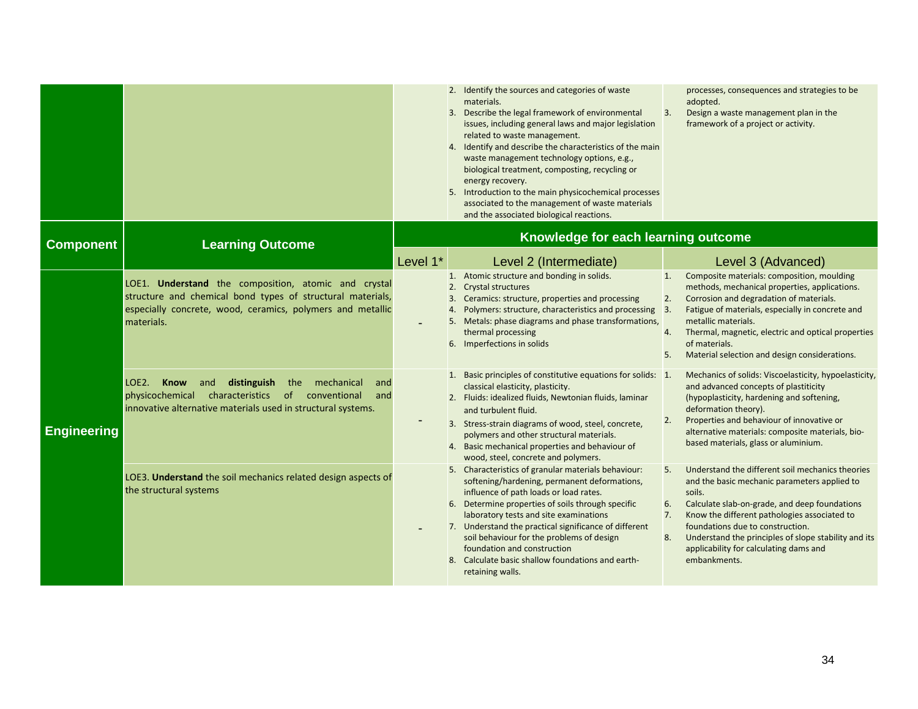| | | | | |
|---|---|---|---|---|
| | | | 2. Identify the sources and categories of waste materials.<br>3. Describe the legal framework of environmental issues, including general laws and major legislation related to waste management.<br>4. Identify and describe the characteristics of the main waste management technology options, e.g., biological treatment, composting, recycling or energy recovery.<br>5. Introduction to the main physicochemical processes associated to the management of waste materials and the associated biological reactions. | processes, consequences and strategies to be adopted.<br>3. Design a waste management plan in the framework of a project or activity. |

| Component | Learning Outcome | Knowledge for each learning outcome | | |
|---|---|---|---|---|
| | | Level 1* | Level 2 (Intermediate) | Level 3 (Advanced) |
| Engineering | LOE1. **Understand** the composition, atomic and crystal structure and chemical bond types of structural materials, especially concrete, wood, ceramics, polymers and metallic materials. | - | 1. Atomic structure and bonding in solids.<br>2. Crystal structures<br>3. Ceramics: structure, properties and processing<br>4. Polymers: structure, characteristics and processing<br>5. Metals: phase diagrams and phase transformations, thermal processing<br>6. Imperfections in solids | 1. Composite materials: composition, moulding methods, mechanical properties, applications.<br>2. Corrosion and degradation of materials.<br>3. Fatigue of materials, especially in concrete and metallic materials.<br>4. Thermal, magnetic, electric and optical properties of materials.<br>5. Material selection and design considerations. |
| | LOE2. **Know** and **distinguish** the mechanical and physicochemical characteristics of conventional and innovative alternative materials used in structural systems. | - | 1. Basic principles of constitutive equations for solids: classical elasticity, plasticity.<br>2. Fluids: idealized fluids, Newtonian fluids, laminar and turbulent fluid.<br>3. Stress-strain diagrams of wood, steel, concrete, polymers and other structural materials.<br>4. Basic mechanical properties and behaviour of wood, steel, concrete and polymers. | 1. Mechanics of solids: Viscoelasticity, hypoelasticity, and advanced concepts of plastiticity (hypoplasticity, hardening and softening, deformation theory).<br>2. Properties and behaviour of innovative or alternative materials: composite materials, bio-based materials, glass or aluminium. |
| | LOE3. **Understand** the soil mechanics related design aspects of the structural systems | - | 5. Characteristics of granular materials behaviour: softening/hardening, permanent deformations, influence of path loads or load rates.<br>6. Determine properties of soils through specific laboratory tests and site examinations<br>7. Understand the practical significance of different soil behaviour for the problems of design foundation and construction<br>8. Calculate basic shallow foundations and earth-retaining walls. | 5. Understand the different soil mechanics theories and the basic mechanic parameters applied to soils.<br>6. Calculate slab-on-grade, and deep foundations<br>7. Know the different pathologies associated to foundations due to construction.<br>8. Understand the principles of slope stability and its applicability for calculating dams and embankments. |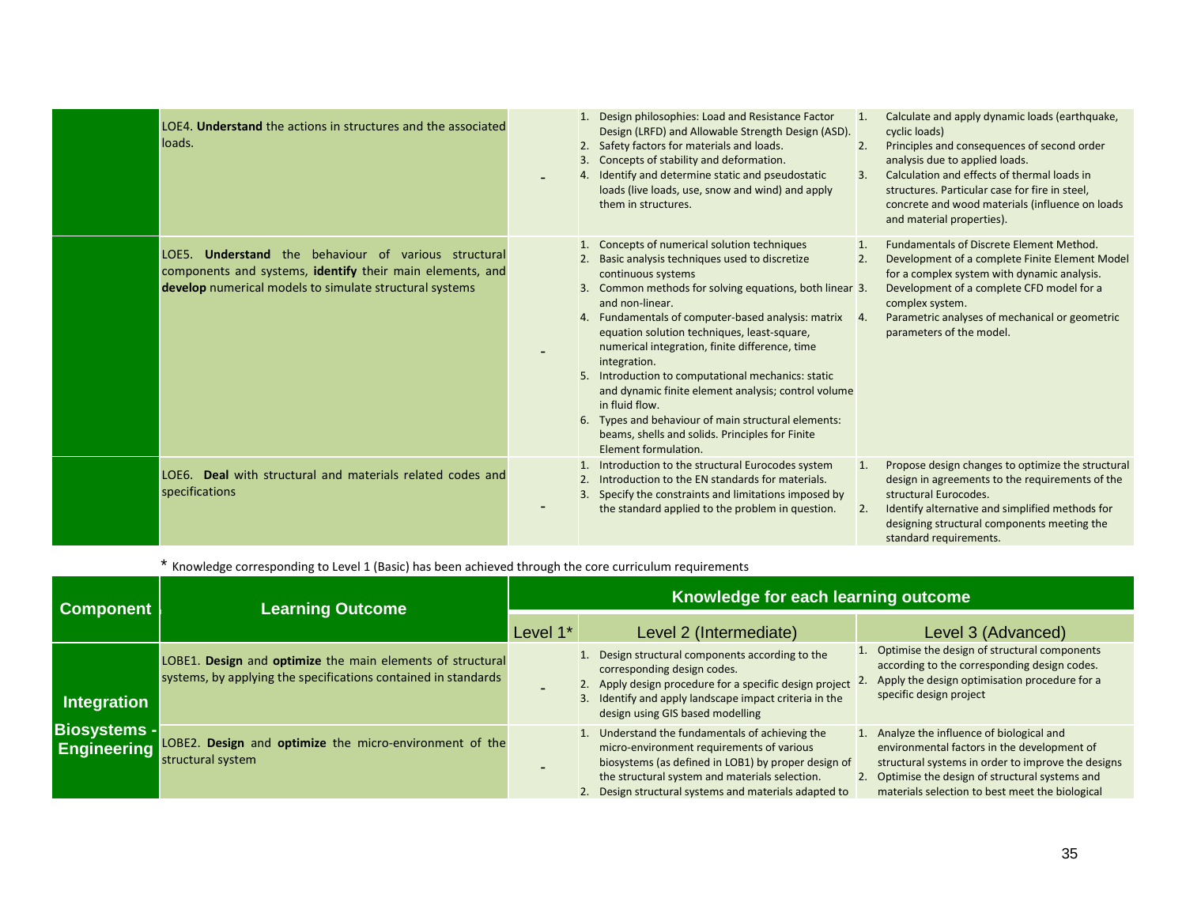| Component | Learning Outcome | Level 1* | Level 2 (Intermediate) | Level 3 (Advanced) |
|---|---|---|---|---|
| | LOE4. **Understand** the actions in structures and the associated loads. | - | 1. Design philosophies: Load and Resistance Factor Design (LRFD) and Allowable Strength Design (ASD). 2. Safety factors for materials and loads. 3. Concepts of stability and deformation. 4. Identify and determine static and pseudostatic loads (live loads, use, snow and wind) and apply them in structures. | 1. Calculate and apply dynamic loads (earthquake, cyclic loads) 2. Principles and consequences of second order analysis due to applied loads. 3. Calculation and effects of thermal loads in structures. Particular case for fire in steel, concrete and wood materials (influence on loads and material properties). |
| | LOE5. **Understand** the behaviour of various structural components and systems, **identify** their main elements, and **develop** numerical models to simulate structural systems | - | 1. Concepts of numerical solution techniques 2. Basic analysis techniques used to discretize continuous systems 3. Common methods for solving equations, both linear and non-linear. 4. Fundamentals of computer-based analysis: matrix equation solution techniques, least-square, numerical integration, finite difference, time integration. 5. Introduction to computational mechanics: static and dynamic finite element analysis; control volume in fluid flow. 6. Types and behaviour of main structural elements: beams, shells and solids. Principles for Finite Element formulation. | 1. Fundamentals of Discrete Element Method. 2. Development of a complete Finite Element Model for a complex system with dynamic analysis. 3. Development of a complete CFD model for a complex system. 4. Parametric analyses of mechanical or geometric parameters of the model. |
| | LOE6. **Deal** with structural and materials related codes and specifications | - | 1. Introduction to the structural Eurocodes system 2. Introduction to the EN standards for materials. 3. Specify the constraints and limitations imposed by the standard applied to the problem in question. | 1. Propose design changes to optimize the structural design in agreements to the requirements of the structural Eurocodes. 2. Identify alternative and simplified methods for designing structural components meeting the standard requirements. |

\* Knowledge corresponding to Level 1 (Basic) has been achieved through the core curriculum requirements

| Component | Learning Outcome | Knowledge for each learning outcome | | |
|---|---|---|---|---|
| | | Level 1* | Level 2 (Intermediate) | Level 3 (Advanced) |
| **Integration Biosystems - Engineering** | LOBE1. **Design** and **optimize** the main elements of structural systems, by applying the specifications contained in standards | - | 1. Design structural components according to the corresponding design codes. 2. Apply design procedure for a specific design project 3. Identify and apply landscape impact criteria in the design using GIS based modelling | 1. Optimise the design of structural components according to the corresponding design codes. 2. Apply the design optimisation procedure for a specific design project |
| | LOBE2. **Design** and **optimize** the micro-environment of the structural system | - | 1. Understand the fundamentals of achieving the micro-environment requirements of various biosystems (as defined in LOB1) by proper design of the structural system and materials selection. 2. Design structural systems and materials adapted to | 1. Analyze the influence of biological and environmental factors in the development of structural systems in order to improve the designs 2. Optimise the design of structural systems and materials selection to best meet the biological |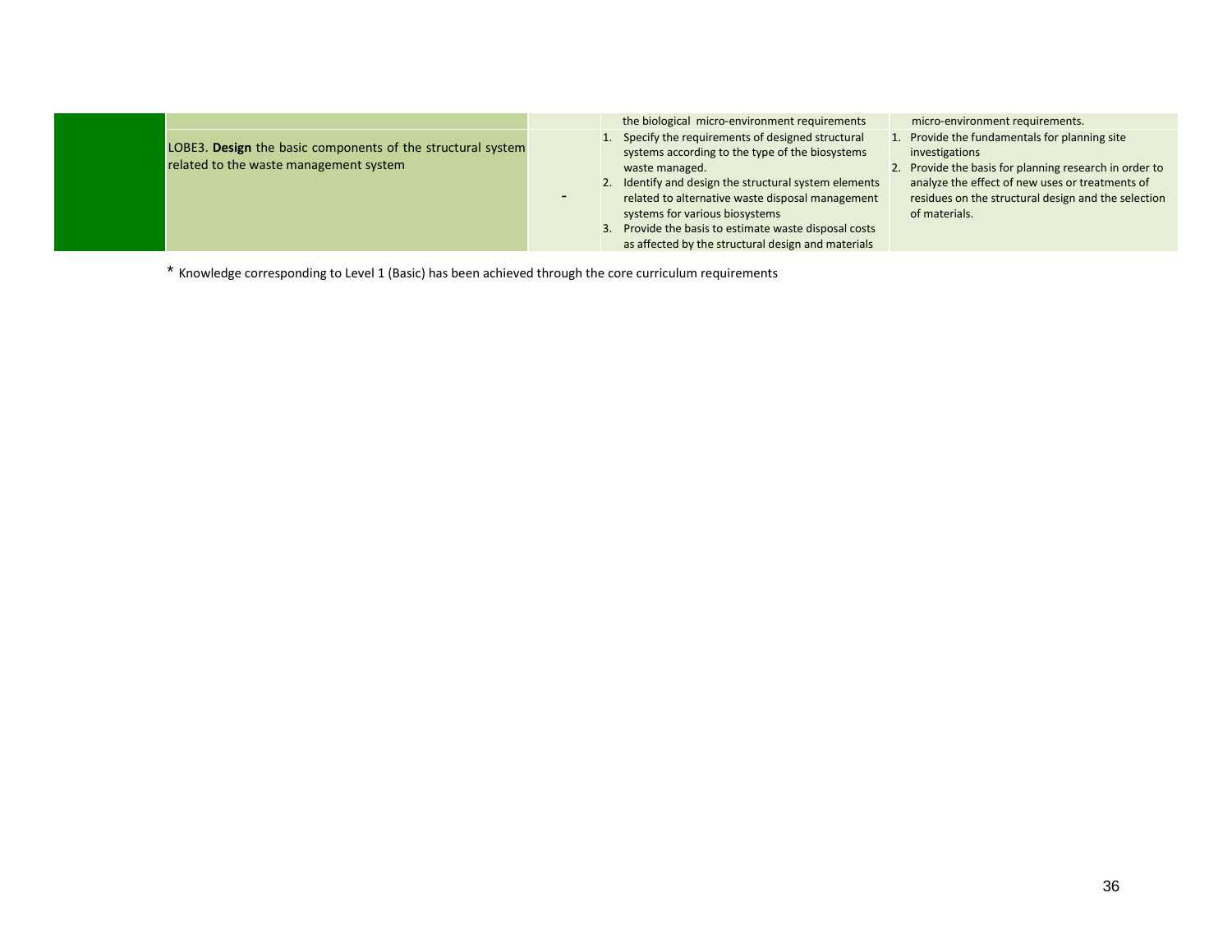| | | | | |
|---|---|---|---|---|
| | | | the biological micro-environment requirements | micro-environment requirements. |
| | LOBE3. **Design** the basic components of the structural system related to the waste management system | - | 1. Specify the requirements of designed structural systems according to the type of the biosystems waste managed.<br>2. Identify and design the structural system elements related to alternative waste disposal management systems for various biosystems<br>3. Provide the basis to estimate waste disposal costs as affected by the structural design and materials | 1. Provide the fundamentals for planning site investigations<br>2. Provide the basis for planning research in order to analyze the effect of new uses or treatments of residues on the structural design and the selection of materials. |

* Knowledge corresponding to Level 1 (Basic) has been achieved through the core curriculum requirements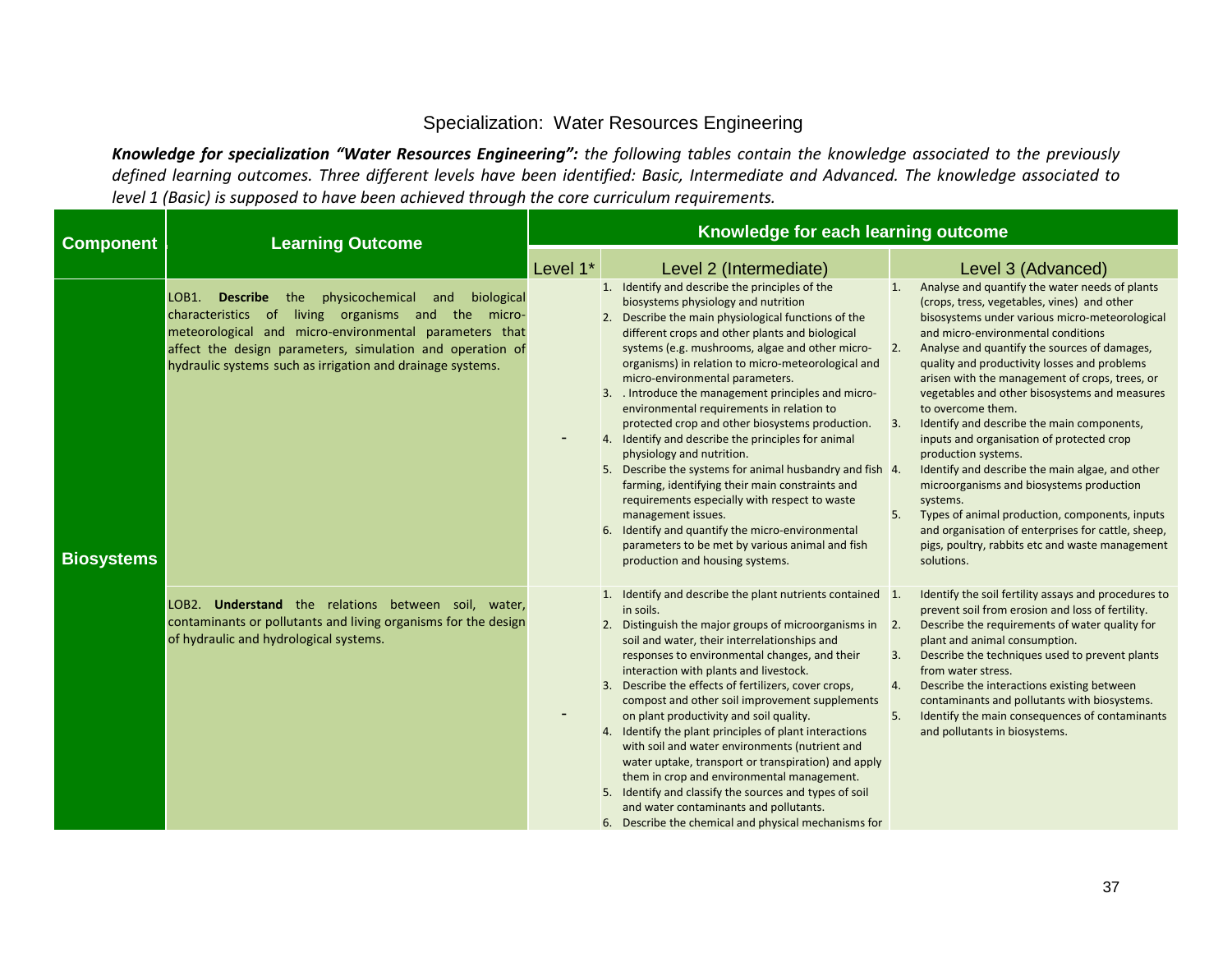## Specialization: Water Resources Engineering

***Knowledge for specialization "Water Resources Engineering":*** *the following tables contain the knowledge associated to the previously defined learning outcomes. Three different levels have been identified: Basic, Intermediate and Advanced. The knowledge associated to level 1 (Basic) is supposed to have been achieved through the core curriculum requirements.*

| Component | Learning Outcome | Knowledge for each learning outcome | | |
|---|---|---|---|---|
| | | Level 1* | Level 2 (Intermediate) | Level 3 (Advanced) |
| **Biosystems** | LOB1. **Describe** the physicochemical and biological characteristics of living organisms and the micro-meteorological and micro-environmental parameters that affect the design parameters, simulation and operation of hydraulic systems such as irrigation and drainage systems. | - | 1. Identify and describe the principles of the biosystems physiology and nutrition<br>2. Describe the main physiological functions of the different crops and other plants and biological systems (e.g. mushrooms, algae and other micro-organisms) in relation to micro-meteorological and micro-environmental parameters.<br>3. . Introduce the management principles and micro-environmental requirements in relation to protected crop and other biosystems production.<br>4. Identify and describe the principles for animal physiology and nutrition.<br>5. Describe the systems for animal husbandry and fish farming, identifying their main constraints and requirements especially with respect to waste management issues.<br>6. Identify and quantify the micro-environmental parameters to be met by various animal and fish production and housing systems. | 1. Analyse and quantify the water needs of plants (crops, tress, vegetables, vines) and other bisosystems under various micro-meteorological and micro-environmental conditions<br>2. Analyse and quantify the sources of damages, quality and productivity losses and problems arisen with the management of crops, trees, or vegetables and other bisosystems and measures to overcome them.<br>3. Identify and describe the main components, inputs and organisation of protected crop production systems.<br>4. Identify and describe the main algae, and other microorganisms and biosystems production systems.<br>5. Types of animal production, components, inputs and organisation of enterprises for cattle, sheep, pigs, poultry, rabbits etc and waste management solutions. |
| | LOB2. **Understand** the relations between soil, water, contaminants or pollutants and living organisms for the design of hydraulic and hydrological systems. | - | 1. Identify and describe the plant nutrients contained in soils.<br>2. Distinguish the major groups of microorganisms in soil and water, their interrelationships and responses to environmental changes, and their interaction with plants and livestock.<br>3. Describe the effects of fertilizers, cover crops, compost and other soil improvement supplements on plant productivity and soil quality.<br>4. Identify the plant principles of plant interactions with soil and water environments (nutrient and water uptake, transport or transpiration) and apply them in crop and environmental management.<br>5. Identify and classify the sources and types of soil and water contaminants and pollutants.<br>6. Describe the chemical and physical mechanisms for | 1. Identify the soil fertility assays and procedures to prevent soil from erosion and loss of fertility.<br>2. Describe the requirements of water quality for plant and animal consumption.<br>3. Describe the techniques used to prevent plants from water stress.<br>4. Describe the interactions existing between contaminants and pollutants with biosystems.<br>5. Identify the main consequences of contaminants and pollutants in biosystems. |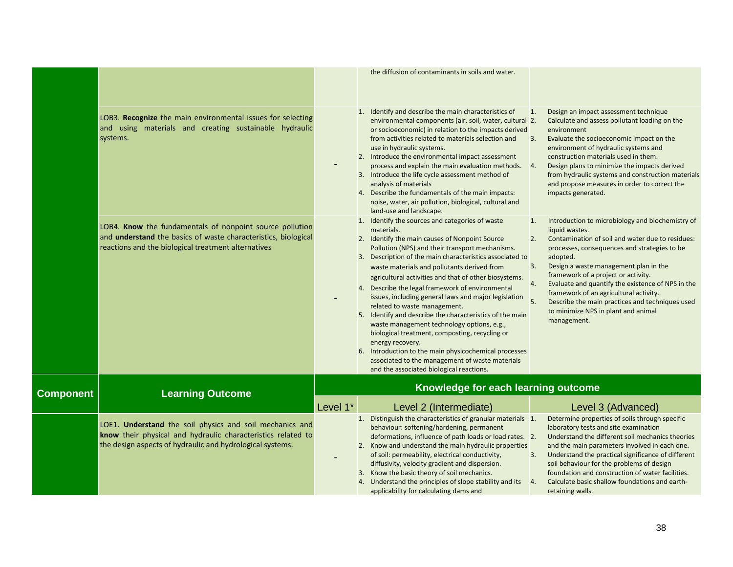| | | | the diffusion of contaminants in soils and water. | |
|---|---|---|---|---|
| | LOB3. **Recognize** the main environmental issues for selecting and using materials and creating sustainable hydraulic systems. | - | 1. Identify and describe the main characteristics of environmental components (air, soil, water, cultural or socioeconomic) in relation to the impacts derived from activities related to materials selection and use in hydraulic systems.<br>2. Introduce the environmental impact assessment process and explain the main evaluation methods.<br>3. Introduce the life cycle assessment method of analysis of materials<br>4. Describe the fundamentals of the main impacts: noise, water, air pollution, biological, cultural and land-use and landscape. | 1. Design an impact assessment technique<br>2. Calculate and assess pollutant loading on the environment<br>3. Evaluate the socioeconomic impact on the environment of hydraulic systems and construction materials used in them.<br>4. Design plans to minimize the impacts derived from hydraulic systems and construction materials and propose measures in order to correct the impacts generated. |
| | LOB4. **Know** the fundamentals of nonpoint source pollution and **understand** the basics of waste characteristics, biological reactions and the biological treatment alternatives | - | 1. Identify the sources and categories of waste materials.<br>2. Identify the main causes of Nonpoint Source Pollution (NPS) and their transport mechanisms.<br>3. Description of the main characteristics associated to waste materials and pollutants derived from agricultural activities and that of other biosystems.<br>4. Describe the legal framework of environmental issues, including general laws and major legislation related to waste management.<br>5. Identify and describe the characteristics of the main waste management technology options, e.g., biological treatment, composting, recycling or energy recovery.<br>6. Introduction to the main physicochemical processes associated to the management of waste materials and the associated biological reactions. | 1. Introduction to microbiology and biochemistry of liquid wastes.<br>2. Contamination of soil and water due to residues: processes, consequences and strategies to be adopted.<br>3. Design a waste management plan in the framework of a project or activity.<br>4. Evaluate and quantify the existence of NPS in the framework of an agricultural activity.<br>5. Describe the main practices and techniques used to minimize NPS in plant and animal management. |
| **Component** | **Learning Outcome** | **Knowledge for each learning outcome** | | |
| | | Level 1* | Level 2 (Intermediate) | Level 3 (Advanced) |
| | LOE1. **Understand** the soil physics and soil mechanics and **know** their physical and hydraulic characteristics related to the design aspects of hydraulic and hydrological systems. | - | 1. Distinguish the characteristics of granular materials behaviour: softening/hardening, permanent deformations, influence of path loads or load rates.<br>2. Know and understand the main hydraulic properties of soil: permeability, electrical conductivity, diffusivity, velocity gradient and dispersion.<br>3. Know the basic theory of soil mechanics.<br>4. Understand the principles of slope stability and its applicability for calculating dams and | 1. Determine properties of soils through specific laboratory tests and site examination<br>2. Understand the different soil mechanics theories and the main parameters involved in each one.<br>3. Understand the practical significance of different soil behaviour for the problems of design foundation and construction of water facilities.<br>4. Calculate basic shallow foundations and earth-retaining walls. |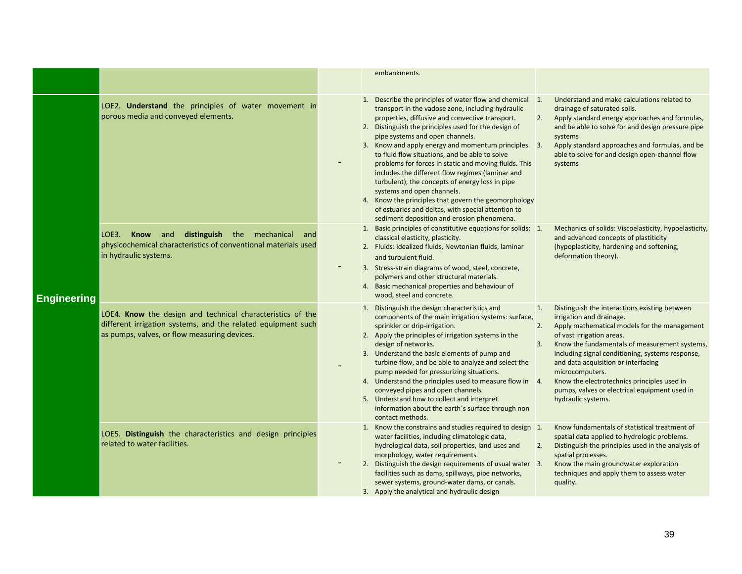| | | | | |
|---|---|---|---|---|
| | | | embankments. | |
| Engineering | LOE2. **Understand** the principles of water movement in porous media and conveyed elements. | - | 1. Describe the principles of water flow and chemical transport in the vadose zone, including hydraulic properties, diffusive and convective transport.<br>2. Distinguish the principles used for the design of pipe systems and open channels.<br>3. Know and apply energy and momentum principles to fluid flow situations, and be able to solve problems for forces in static and moving fluids. This includes the different flow regimes (laminar and turbulent), the concepts of energy loss in pipe systems and open channels.<br>4. Know the principles that govern the geomorphology of estuaries and deltas, with special attention to sediment deposition and erosion phenomena. | 1. Understand and make calculations related to drainage of saturated soils.<br>2. Apply standard energy approaches and formulas, and be able to solve for and design pressure pipe systems<br>3. Apply standard approaches and formulas, and be able to solve for and design open-channel flow systems |
| | LOE3. **Know** and **distinguish** the mechanical and physicochemical characteristics of conventional materials used in hydraulic systems. | - | 1. Basic principles of constitutive equations for solids: classical elasticity, plasticity.<br>2. Fluids: idealized fluids, Newtonian fluids, laminar and turbulent fluid.<br>3. Stress-strain diagrams of wood, steel, concrete, polymers and other structural materials.<br>4. Basic mechanical properties and behaviour of wood, steel and concrete. | 1. Mechanics of solids: Viscoelasticity, hypoelasticity, and advanced concepts of plastiticity (hypoplasticity, hardening and softening, deformation theory). |
| | LOE4. **Know** the design and technical characteristics of the different irrigation systems, and the related equipment such as pumps, valves, or flow measuring devices. | - | 1. Distinguish the design characteristics and components of the main irrigation systems: surface, sprinkler or drip-irrigation.<br>2. Apply the principles of irrigation systems in the design of networks.<br>3. Understand the basic elements of pump and turbine flow, and be able to analyze and select the pump needed for pressurizing situations.<br>4. Understand the principles used to measure flow in conveyed pipes and open channels.<br>5. Understand how to collect and interpret information about the earth´s surface through non contact methods. | 1. Distinguish the interactions existing between irrigation and drainage.<br>2. Apply mathematical models for the management of vast irrigation areas.<br>3. Know the fundamentals of measurement systems, including signal conditioning, systems response, and data acquisition or interfacing microcomputers.<br>4. Know the electrotechnics principles used in pumps, valves or electrical equipment used in hydraulic systems. |
| | LOE5. **Distinguish** the characteristics and design principles related to water facilities. | - | 1. Know the constrains and studies required to design water facilities, including climatologic data, hydrological data, soil properties, land uses and morphology, water requirements.<br>2. Distinguish the design requirements of usual water facilities such as dams, spillways, pipe networks, sewer systems, ground-water dams, or canals.<br>3. Apply the analytical and hydraulic design | 1. Know fundamentals of statistical treatment of spatial data applied to hydrologic problems.<br>2. Distinguish the principles used in the analysis of spatial processes.<br>3. Know the main groundwater exploration techniques and apply them to assess water quality. |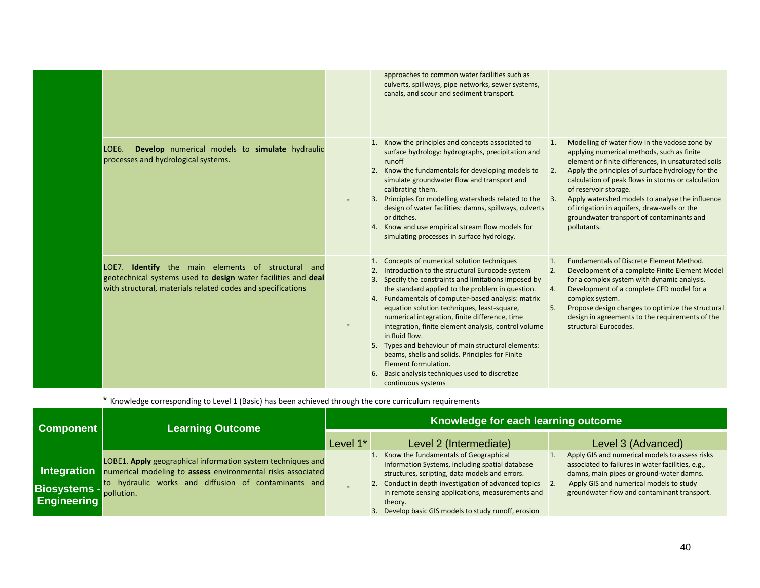| | | | approaches to common water facilities such as culverts, spillways, pipe networks, sewer systems, canals, and scour and sediment transport. | |
|---|---|---|---|---|
| | LOE6. **Develop** numerical models to **simulate** hydraulic processes and hydrological systems. | - | 1. Know the principles and concepts associated to surface hydrology: hydrographs, precipitation and runoff<br>2. Know the fundamentals for developing models to simulate groundwater flow and transport and calibrating them.<br>3. Principles for modelling watersheds related to the design of water facilities: damns, spillways, culverts or ditches.<br>4. Know and use empirical stream flow models for simulating processes in surface hydrology. | 1. Modelling of water flow in the vadose zone by applying numerical methods, such as finite element or finite differences, in unsaturated soils<br>2. Apply the principles of surface hydrology for the calculation of peak flows in storms or calculation of reservoir storage.<br>3. Apply watershed models to analyse the influence of irrigation in aquifers, draw-wells or the groundwater transport of contaminants and pollutants. |
| | LOE7. **Identify** the main elements of structural and geotechnical systems used to **design** water facilities and **deal** with structural, materials related codes and specifications | - | 1. Concepts of numerical solution techniques<br>2. Introduction to the structural Eurocode system<br>3. Specify the constraints and limitations imposed by the standard applied to the problem in question.<br>4. Fundamentals of computer-based analysis: matrix equation solution techniques, least-square, numerical integration, finite difference, time integration, finite element analysis, control volume in fluid flow.<br>5. Types and behaviour of main structural elements: beams, shells and solids. Principles for Finite Element formulation.<br>6. Basic analysis techniques used to discretize continuous systems | 1. Fundamentals of Discrete Element Method.<br>2. Development of a complete Finite Element Model for a complex system with dynamic analysis.<br>4. Development of a complete CFD model for a complex system.<br>5. Propose design changes to optimize the structural design in agreements to the requirements of the structural Eurocodes. |

* Knowledge corresponding to Level 1 (Basic) has been achieved through the core curriculum requirements

| Component | Learning Outcome | Knowledge for each learning outcome | | |
|---|---|---|---|---|
| | | Level 1* | Level 2 (Intermediate) | Level 3 (Advanced) |
| **Integration Biosystems - Engineering** | LOBE1. **Apply** geographical information system techniques and numerical modeling to **assess** environmental risks associated to hydraulic works and diffusion of contaminants and pollution. | - | 1. Know the fundamentals of Geographical Information Systems, including spatial database structures, scripting, data models and errors.<br>2. Conduct in depth investigation of advanced topics in remote sensing applications, measurements and theory.<br>3. Develop basic GIS models to study runoff, erosion | 1. Apply GIS and numerical models to assess risks associated to failures in water facilities, e.g., damns, main pipes or ground-water damns.<br>2. Apply GIS and numerical models to study groundwater flow and contaminant transport. |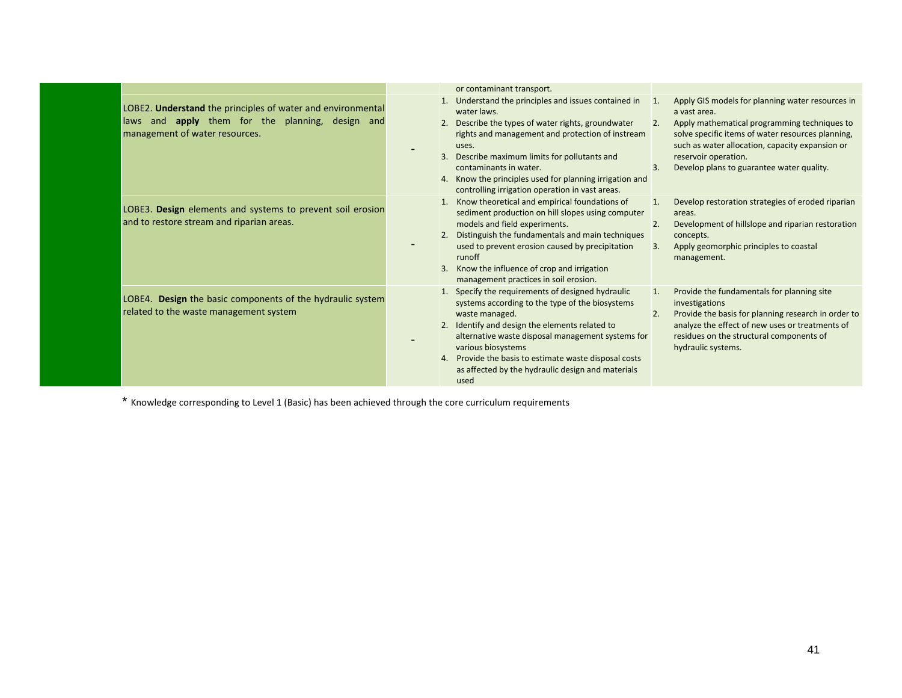| | | | | |
|---|---|---|---|---|
| | | | or contaminant transport. | |
| | LOBE2. **Understand** the principles of water and environmental laws and **apply** them for the planning, design and management of water resources. | - | 1. Understand the principles and issues contained in water laws.<br>2. Describe the types of water rights, groundwater rights and management and protection of instream uses.<br>3. Describe maximum limits for pollutants and contaminants in water.<br>4. Know the principles used for planning irrigation and controlling irrigation operation in vast areas. | 1. Apply GIS models for planning water resources in a vast area.<br>2. Apply mathematical programming techniques to solve specific items of water resources planning, such as water allocation, capacity expansion or reservoir operation.<br>3. Develop plans to guarantee water quality. |
| | LOBE3. **Design** elements and systems to prevent soil erosion and to restore stream and riparian areas. | - | 1. Know theoretical and empirical foundations of sediment production on hill slopes using computer models and field experiments.<br>2. Distinguish the fundamentals and main techniques used to prevent erosion caused by precipitation runoff<br>3. Know the influence of crop and irrigation management practices in soil erosion. | 1. Develop restoration strategies of eroded riparian areas.<br>2. Development of hillslope and riparian restoration concepts.<br>3. Apply geomorphic principles to coastal management. |
| | LOBE4. **Design** the basic components of the hydraulic system related to the waste management system | - | 1. Specify the requirements of designed hydraulic systems according to the type of the biosystems waste managed.<br>2. Identify and design the elements related to alternative waste disposal management systems for various biosystems<br>4. Provide the basis to estimate waste disposal costs as affected by the hydraulic design and materials used | 1. Provide the fundamentals for planning site investigations<br>2. Provide the basis for planning research in order to analyze the effect of new uses or treatments of residues on the structural components of hydraulic systems. |

* Knowledge corresponding to Level 1 (Basic) has been achieved through the core curriculum requirements